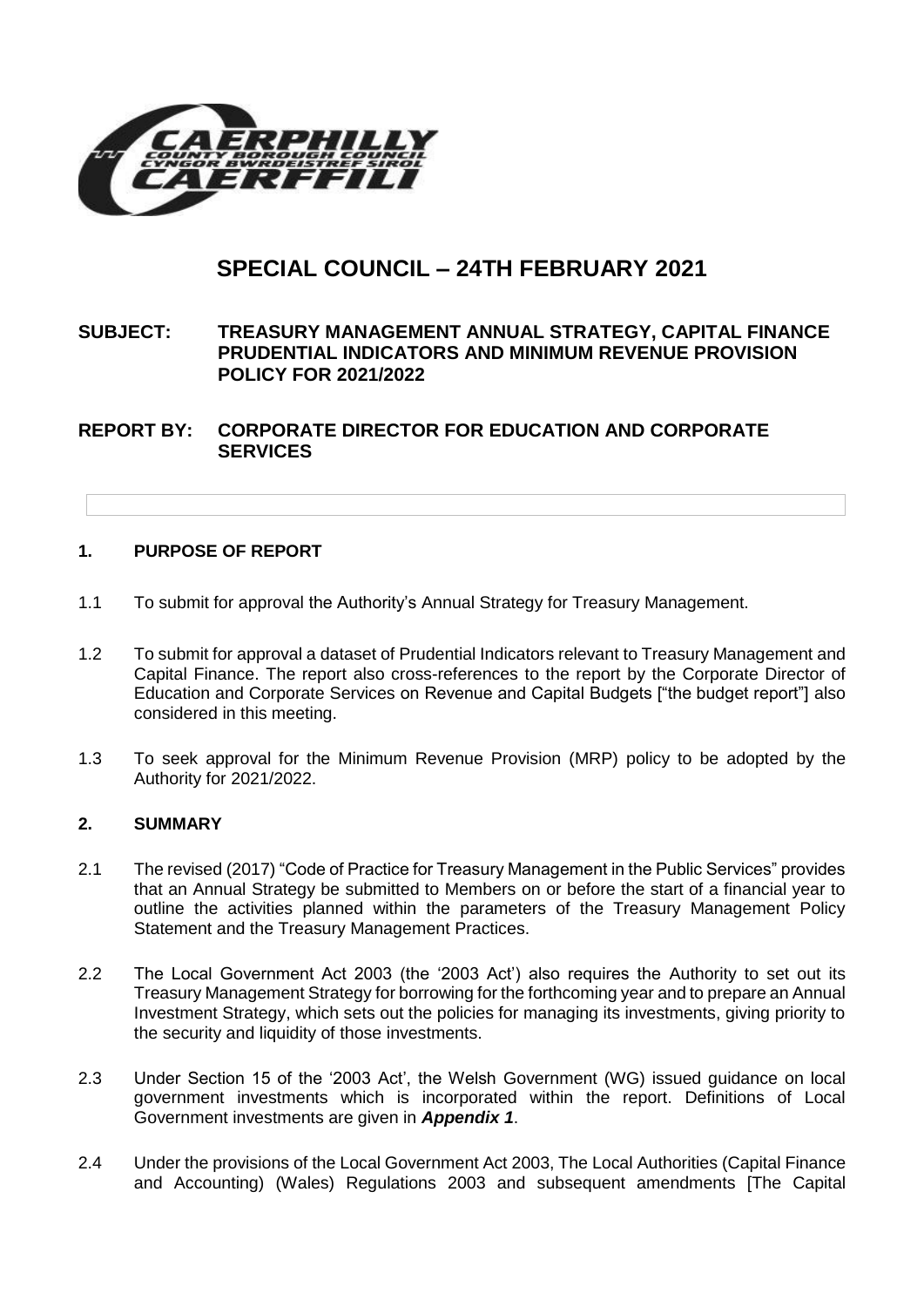# SPECIAL COUNCIL – 24TH FEBRUARY 2021

**SUBJECT: TREASURY MANAGEMENT ANNUAL STRATEGY, CAPITAL FINANCE PRUDENTIAL INDICATORS AND MINIMUM REVENUE PROVISION POLICY FOR 2021/2022**

**REPORT BY: CORPORATE DIRECTOR FOR EDUCATION AND CORPORATE SERVICES**

## 1. PURPOSE OF REPORT

1.1 To submit for approval the Authority's Annual Strategy for Treasury Management.

1.2 To submit for approval a dataset of Prudential Indicators relevant to Treasury Management and Capital Finance. The report also cross-references to the report by the Corporate Director of Education and Corporate Services on Revenue and Capital Budgets ["the budget report"] also considered in this meeting.

1.3 To seek approval for the Minimum Revenue Provision (MRP) policy to be adopted by the Authority for 2021/2022.

## 2. SUMMARY

2.1 The revised (2017) "Code of Practice for Treasury Management in the Public Services" provides that an Annual Strategy be submitted to Members on or before the start of a financial year to outline the activities planned within the parameters of the Treasury Management Policy Statement and the Treasury Management Practices.

2.2 The Local Government Act 2003 (the '2003 Act') also requires the Authority to set out its Treasury Management Strategy for borrowing for the forthcoming year and to prepare an Annual Investment Strategy, which sets out the policies for managing its investments, giving priority to the security and liquidity of those investments.

2.3 Under Section 15 of the '2003 Act', the Welsh Government (WG) issued guidance on local government investments which is incorporated within the report. Definitions of Local Government investments are given in ***Appendix 1***.

2.4 Under the provisions of the Local Government Act 2003, The Local Authorities (Capital Finance and Accounting) (Wales) Regulations 2003 and subsequent amendments [The Capital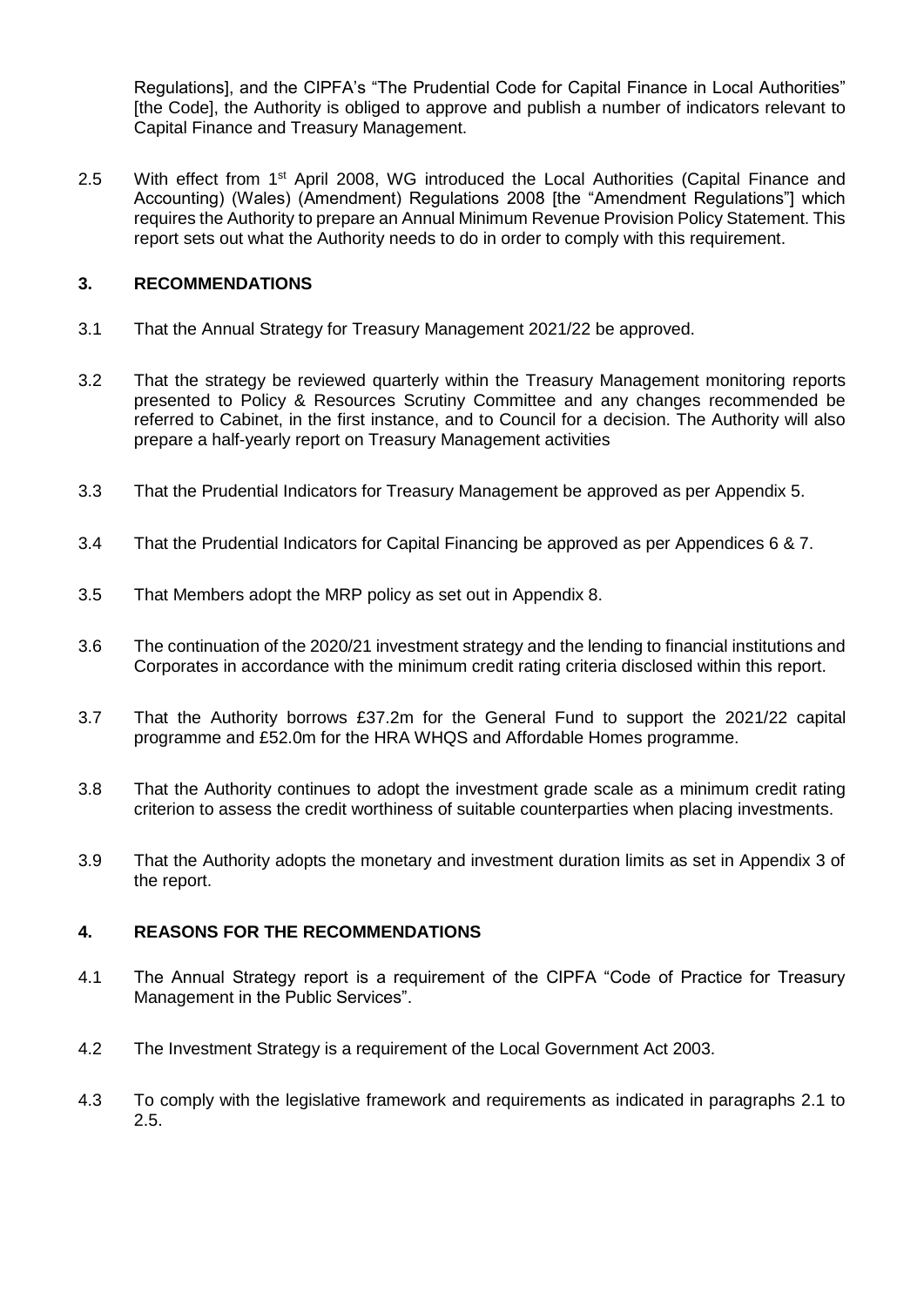Regulations], and the CIPFA's "The Prudential Code for Capital Finance in Local Authorities" [the Code], the Authority is obliged to approve and publish a number of indicators relevant to Capital Finance and Treasury Management.

2.5 With effect from 1st April 2008, WG introduced the Local Authorities (Capital Finance and Accounting) (Wales) (Amendment) Regulations 2008 [the "Amendment Regulations"] which requires the Authority to prepare an Annual Minimum Revenue Provision Policy Statement. This report sets out what the Authority needs to do in order to comply with this requirement.

## 3. RECOMMENDATIONS

3.1 That the Annual Strategy for Treasury Management 2021/22 be approved.

3.2 That the strategy be reviewed quarterly within the Treasury Management monitoring reports presented to Policy & Resources Scrutiny Committee and any changes recommended be referred to Cabinet, in the first instance, and to Council for a decision. The Authority will also prepare a half-yearly report on Treasury Management activities

3.3 That the Prudential Indicators for Treasury Management be approved as per Appendix 5.

3.4 That the Prudential Indicators for Capital Financing be approved as per Appendices 6 & 7.

3.5 That Members adopt the MRP policy as set out in Appendix 8.

3.6 The continuation of the 2020/21 investment strategy and the lending to financial institutions and Corporates in accordance with the minimum credit rating criteria disclosed within this report.

3.7 That the Authority borrows £37.2m for the General Fund to support the 2021/22 capital programme and £52.0m for the HRA WHQS and Affordable Homes programme.

3.8 That the Authority continues to adopt the investment grade scale as a minimum credit rating criterion to assess the credit worthiness of suitable counterparties when placing investments.

3.9 That the Authority adopts the monetary and investment duration limits as set in Appendix 3 of the report.

## 4. REASONS FOR THE RECOMMENDATIONS

4.1 The Annual Strategy report is a requirement of the CIPFA "Code of Practice for Treasury Management in the Public Services".

4.2 The Investment Strategy is a requirement of the Local Government Act 2003.

4.3 To comply with the legislative framework and requirements as indicated in paragraphs 2.1 to 2.5.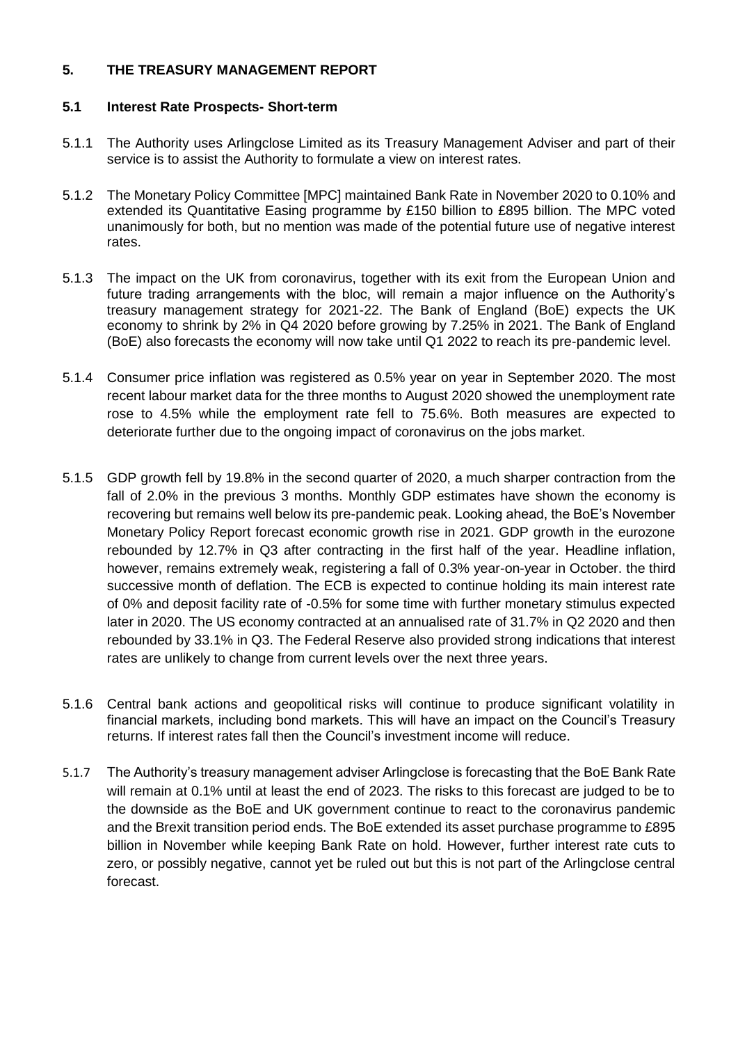## 5. THE TREASURY MANAGEMENT REPORT

### 5.1 Interest Rate Prospects- Short-term

5.1.1 The Authority uses Arlingclose Limited as its Treasury Management Adviser and part of their service is to assist the Authority to formulate a view on interest rates.

5.1.2 The Monetary Policy Committee [MPC] maintained Bank Rate in November 2020 to 0.10% and extended its Quantitative Easing programme by £150 billion to £895 billion. The MPC voted unanimously for both, but no mention was made of the potential future use of negative interest rates.

5.1.3 The impact on the UK from coronavirus, together with its exit from the European Union and future trading arrangements with the bloc, will remain a major influence on the Authority's treasury management strategy for 2021-22. The Bank of England (BoE) expects the UK economy to shrink by 2% in Q4 2020 before growing by 7.25% in 2021. The Bank of England (BoE) also forecasts the economy will now take until Q1 2022 to reach its pre-pandemic level.

5.1.4 Consumer price inflation was registered as 0.5% year on year in September 2020. The most recent labour market data for the three months to August 2020 showed the unemployment rate rose to 4.5% while the employment rate fell to 75.6%. Both measures are expected to deteriorate further due to the ongoing impact of coronavirus on the jobs market.

5.1.5 GDP growth fell by 19.8% in the second quarter of 2020, a much sharper contraction from the fall of 2.0% in the previous 3 months. Monthly GDP estimates have shown the economy is recovering but remains well below its pre-pandemic peak. Looking ahead, the BoE's November Monetary Policy Report forecast economic growth rise in 2021. GDP growth in the eurozone rebounded by 12.7% in Q3 after contracting in the first half of the year. Headline inflation, however, remains extremely weak, registering a fall of 0.3% year-on-year in October. the third successive month of deflation. The ECB is expected to continue holding its main interest rate of 0% and deposit facility rate of -0.5% for some time with further monetary stimulus expected later in 2020. The US economy contracted at an annualised rate of 31.7% in Q2 2020 and then rebounded by 33.1% in Q3. The Federal Reserve also provided strong indications that interest rates are unlikely to change from current levels over the next three years.

5.1.6 Central bank actions and geopolitical risks will continue to produce significant volatility in financial markets, including bond markets. This will have an impact on the Council's Treasury returns. If interest rates fall then the Council's investment income will reduce.

5.1.7 The Authority's treasury management adviser Arlingclose is forecasting that the BoE Bank Rate will remain at 0.1% until at least the end of 2023. The risks to this forecast are judged to be to the downside as the BoE and UK government continue to react to the coronavirus pandemic and the Brexit transition period ends. The BoE extended its asset purchase programme to £895 billion in November while keeping Bank Rate on hold. However, further interest rate cuts to zero, or possibly negative, cannot yet be ruled out but this is not part of the Arlingclose central forecast.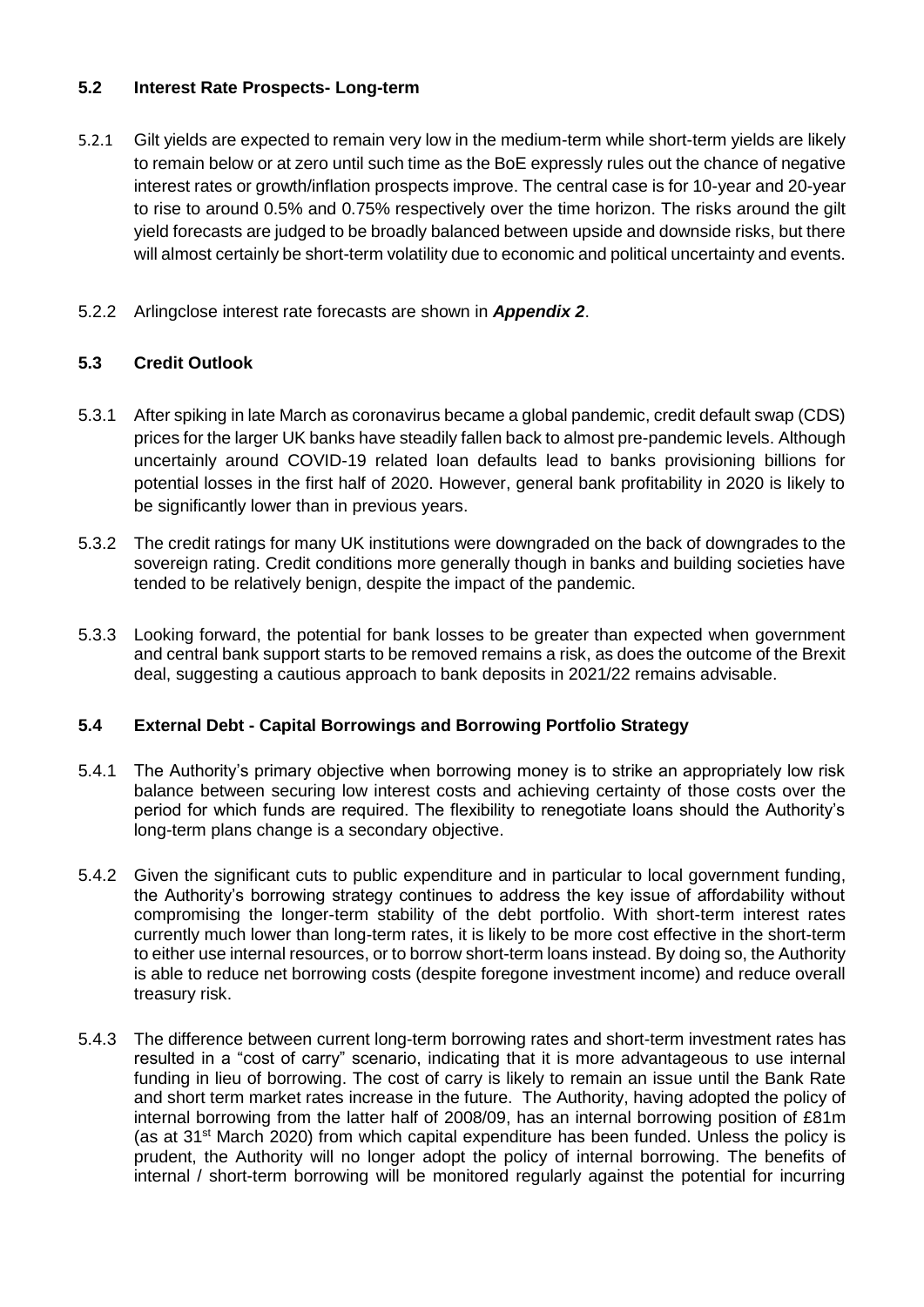### 5.2 Interest Rate Prospects- Long-term

5.2.1 Gilt yields are expected to remain very low in the medium-term while short-term yields are likely to remain below or at zero until such time as the BoE expressly rules out the chance of negative interest rates or growth/inflation prospects improve. The central case is for 10-year and 20-year to rise to around 0.5% and 0.75% respectively over the time horizon. The risks around the gilt yield forecasts are judged to be broadly balanced between upside and downside risks, but there will almost certainly be short-term volatility due to economic and political uncertainty and events.

5.2.2 Arlingclose interest rate forecasts are shown in ***Appendix 2***.

### 5.3 Credit Outlook

5.3.1 After spiking in late March as coronavirus became a global pandemic, credit default swap (CDS) prices for the larger UK banks have steadily fallen back to almost pre-pandemic levels. Although uncertainly around COVID-19 related loan defaults lead to banks provisioning billions for potential losses in the first half of 2020. However, general bank profitability in 2020 is likely to be significantly lower than in previous years.

5.3.2 The credit ratings for many UK institutions were downgraded on the back of downgrades to the sovereign rating. Credit conditions more generally though in banks and building societies have tended to be relatively benign, despite the impact of the pandemic.

5.3.3 Looking forward, the potential for bank losses to be greater than expected when government and central bank support starts to be removed remains a risk, as does the outcome of the Brexit deal, suggesting a cautious approach to bank deposits in 2021/22 remains advisable.

### 5.4 External Debt - Capital Borrowings and Borrowing Portfolio Strategy

5.4.1 The Authority's primary objective when borrowing money is to strike an appropriately low risk balance between securing low interest costs and achieving certainty of those costs over the period for which funds are required. The flexibility to renegotiate loans should the Authority's long-term plans change is a secondary objective.

5.4.2 Given the significant cuts to public expenditure and in particular to local government funding, the Authority's borrowing strategy continues to address the key issue of affordability without compromising the longer-term stability of the debt portfolio. With short-term interest rates currently much lower than long-term rates, it is likely to be more cost effective in the short-term to either use internal resources, or to borrow short-term loans instead. By doing so, the Authority is able to reduce net borrowing costs (despite foregone investment income) and reduce overall treasury risk.

5.4.3 The difference between current long-term borrowing rates and short-term investment rates has resulted in a "cost of carry" scenario, indicating that it is more advantageous to use internal funding in lieu of borrowing. The cost of carry is likely to remain an issue until the Bank Rate and short term market rates increase in the future. The Authority, having adopted the policy of internal borrowing from the latter half of 2008/09, has an internal borrowing position of £81m (as at 31st March 2020) from which capital expenditure has been funded. Unless the policy is prudent, the Authority will no longer adopt the policy of internal borrowing. The benefits of internal / short-term borrowing will be monitored regularly against the potential for incurring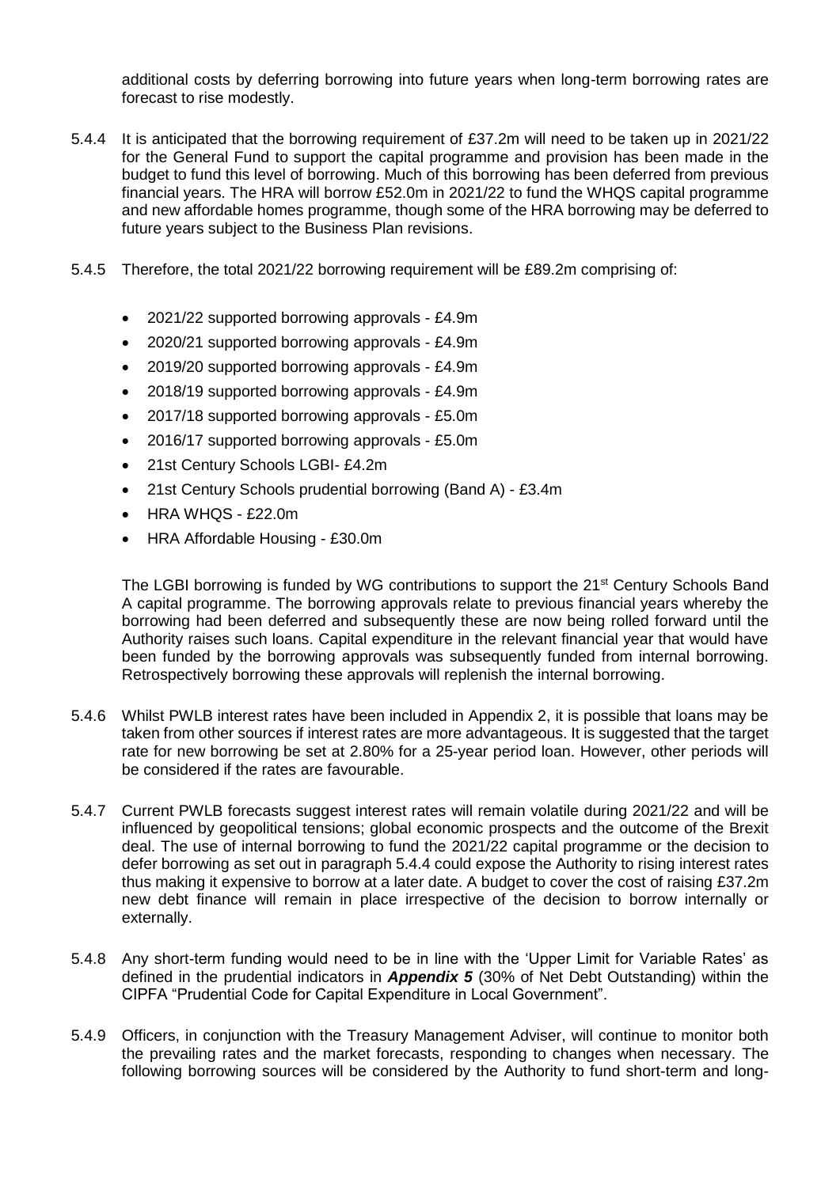additional costs by deferring borrowing into future years when long-term borrowing rates are forecast to rise modestly.

5.4.4 It is anticipated that the borrowing requirement of £37.2m will need to be taken up in 2021/22 for the General Fund to support the capital programme and provision has been made in the budget to fund this level of borrowing. Much of this borrowing has been deferred from previous financial years. The HRA will borrow £52.0m in 2021/22 to fund the WHQS capital programme and new affordable homes programme, though some of the HRA borrowing may be deferred to future years subject to the Business Plan revisions.

5.4.5 Therefore, the total 2021/22 borrowing requirement will be £89.2m comprising of:

- 2021/22 supported borrowing approvals - £4.9m
- 2020/21 supported borrowing approvals - £4.9m
- 2019/20 supported borrowing approvals - £4.9m
- 2018/19 supported borrowing approvals - £4.9m
- 2017/18 supported borrowing approvals - £5.0m
- 2016/17 supported borrowing approvals - £5.0m
- 21st Century Schools LGBI- £4.2m
- 21st Century Schools prudential borrowing (Band A) - £3.4m
- HRA WHQS - £22.0m
- HRA Affordable Housing - £30.0m

The LGBI borrowing is funded by WG contributions to support the 21st Century Schools Band A capital programme. The borrowing approvals relate to previous financial years whereby the borrowing had been deferred and subsequently these are now being rolled forward until the Authority raises such loans. Capital expenditure in the relevant financial year that would have been funded by the borrowing approvals was subsequently funded from internal borrowing. Retrospectively borrowing these approvals will replenish the internal borrowing.

5.4.6 Whilst PWLB interest rates have been included in Appendix 2, it is possible that loans may be taken from other sources if interest rates are more advantageous. It is suggested that the target rate for new borrowing be set at 2.80% for a 25-year period loan. However, other periods will be considered if the rates are favourable.

5.4.7 Current PWLB forecasts suggest interest rates will remain volatile during 2021/22 and will be influenced by geopolitical tensions; global economic prospects and the outcome of the Brexit deal. The use of internal borrowing to fund the 2021/22 capital programme or the decision to defer borrowing as set out in paragraph 5.4.4 could expose the Authority to rising interest rates thus making it expensive to borrow at a later date. A budget to cover the cost of raising £37.2m new debt finance will remain in place irrespective of the decision to borrow internally or externally.

5.4.8 Any short-term funding would need to be in line with the 'Upper Limit for Variable Rates' as defined in the prudential indicators in ***Appendix 5*** (30% of Net Debt Outstanding) within the CIPFA "Prudential Code for Capital Expenditure in Local Government".

5.4.9 Officers, in conjunction with the Treasury Management Adviser, will continue to monitor both the prevailing rates and the market forecasts, responding to changes when necessary. The following borrowing sources will be considered by the Authority to fund short-term and long-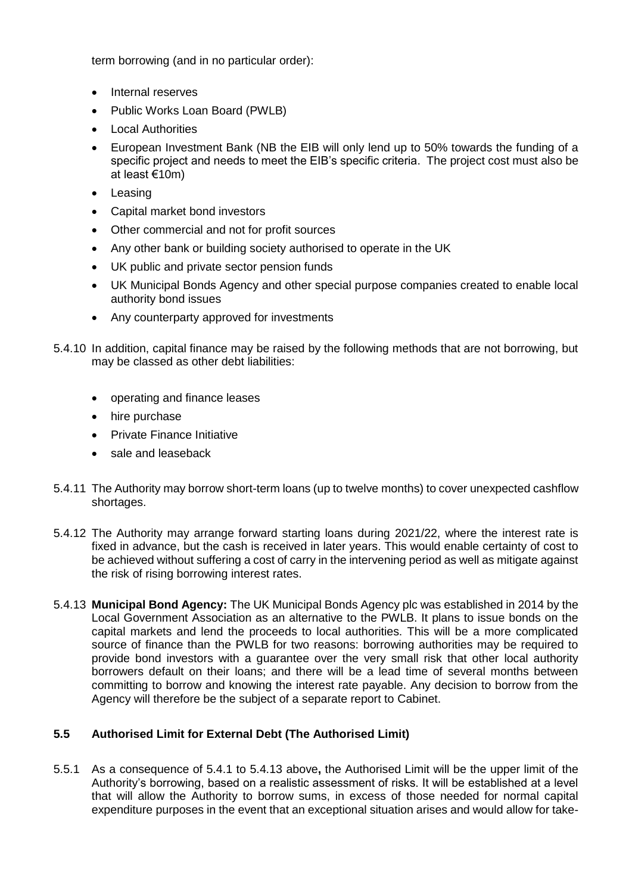term borrowing (and in no particular order):

- Internal reserves
- Public Works Loan Board (PWLB)
- Local Authorities
- European Investment Bank (NB the EIB will only lend up to 50% towards the funding of a specific project and needs to meet the EIB's specific criteria. The project cost must also be at least €10m)
- Leasing
- Capital market bond investors
- Other commercial and not for profit sources
- Any other bank or building society authorised to operate in the UK
- UK public and private sector pension funds
- UK Municipal Bonds Agency and other special purpose companies created to enable local authority bond issues
- Any counterparty approved for investments

5.4.10 In addition, capital finance may be raised by the following methods that are not borrowing, but may be classed as other debt liabilities:

- operating and finance leases
- hire purchase
- Private Finance Initiative
- sale and leaseback

5.4.11 The Authority may borrow short-term loans (up to twelve months) to cover unexpected cashflow shortages.

5.4.12 The Authority may arrange forward starting loans during 2021/22, where the interest rate is fixed in advance, but the cash is received in later years. This would enable certainty of cost to be achieved without suffering a cost of carry in the intervening period as well as mitigate against the risk of rising borrowing interest rates.

5.4.13 **Municipal Bond Agency:** The UK Municipal Bonds Agency plc was established in 2014 by the Local Government Association as an alternative to the PWLB. It plans to issue bonds on the capital markets and lend the proceeds to local authorities. This will be a more complicated source of finance than the PWLB for two reasons: borrowing authorities may be required to provide bond investors with a guarantee over the very small risk that other local authority borrowers default on their loans; and there will be a lead time of several months between committing to borrow and knowing the interest rate payable. Any decision to borrow from the Agency will therefore be the subject of a separate report to Cabinet.

### 5.5 Authorised Limit for External Debt (The Authorised Limit)

5.5.1 As a consequence of 5.4.1 to 5.4.13 above**,** the Authorised Limit will be the upper limit of the Authority's borrowing, based on a realistic assessment of risks. It will be established at a level that will allow the Authority to borrow sums, in excess of those needed for normal capital expenditure purposes in the event that an exceptional situation arises and would allow for take-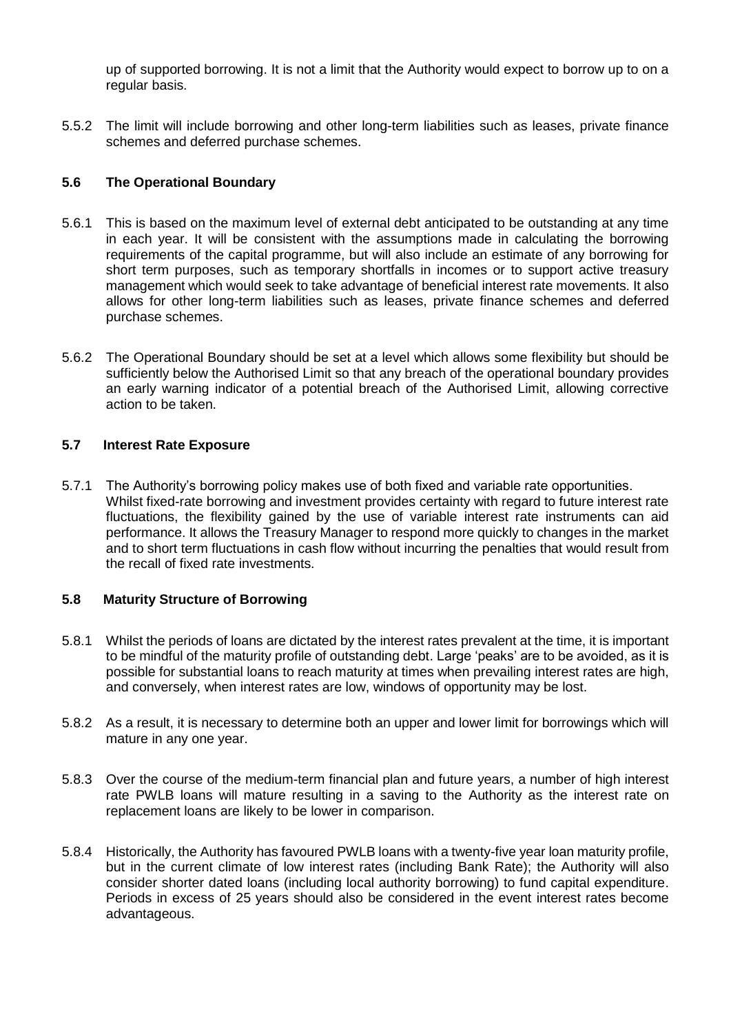up of supported borrowing. It is not a limit that the Authority would expect to borrow up to on a regular basis.

5.5.2 The limit will include borrowing and other long-term liabilities such as leases, private finance schemes and deferred purchase schemes.

### 5.6 The Operational Boundary

5.6.1 This is based on the maximum level of external debt anticipated to be outstanding at any time in each year. It will be consistent with the assumptions made in calculating the borrowing requirements of the capital programme, but will also include an estimate of any borrowing for short term purposes, such as temporary shortfalls in incomes or to support active treasury management which would seek to take advantage of beneficial interest rate movements. It also allows for other long-term liabilities such as leases, private finance schemes and deferred purchase schemes.

5.6.2 The Operational Boundary should be set at a level which allows some flexibility but should be sufficiently below the Authorised Limit so that any breach of the operational boundary provides an early warning indicator of a potential breach of the Authorised Limit, allowing corrective action to be taken.

### 5.7 Interest Rate Exposure

5.7.1 The Authority's borrowing policy makes use of both fixed and variable rate opportunities. Whilst fixed-rate borrowing and investment provides certainty with regard to future interest rate fluctuations, the flexibility gained by the use of variable interest rate instruments can aid performance. It allows the Treasury Manager to respond more quickly to changes in the market and to short term fluctuations in cash flow without incurring the penalties that would result from the recall of fixed rate investments.

### 5.8 Maturity Structure of Borrowing

5.8.1 Whilst the periods of loans are dictated by the interest rates prevalent at the time, it is important to be mindful of the maturity profile of outstanding debt. Large 'peaks' are to be avoided, as it is possible for substantial loans to reach maturity at times when prevailing interest rates are high, and conversely, when interest rates are low, windows of opportunity may be lost.

5.8.2 As a result, it is necessary to determine both an upper and lower limit for borrowings which will mature in any one year.

5.8.3 Over the course of the medium-term financial plan and future years, a number of high interest rate PWLB loans will mature resulting in a saving to the Authority as the interest rate on replacement loans are likely to be lower in comparison.

5.8.4 Historically, the Authority has favoured PWLB loans with a twenty-five year loan maturity profile, but in the current climate of low interest rates (including Bank Rate); the Authority will also consider shorter dated loans (including local authority borrowing) to fund capital expenditure. Periods in excess of 25 years should also be considered in the event interest rates become advantageous.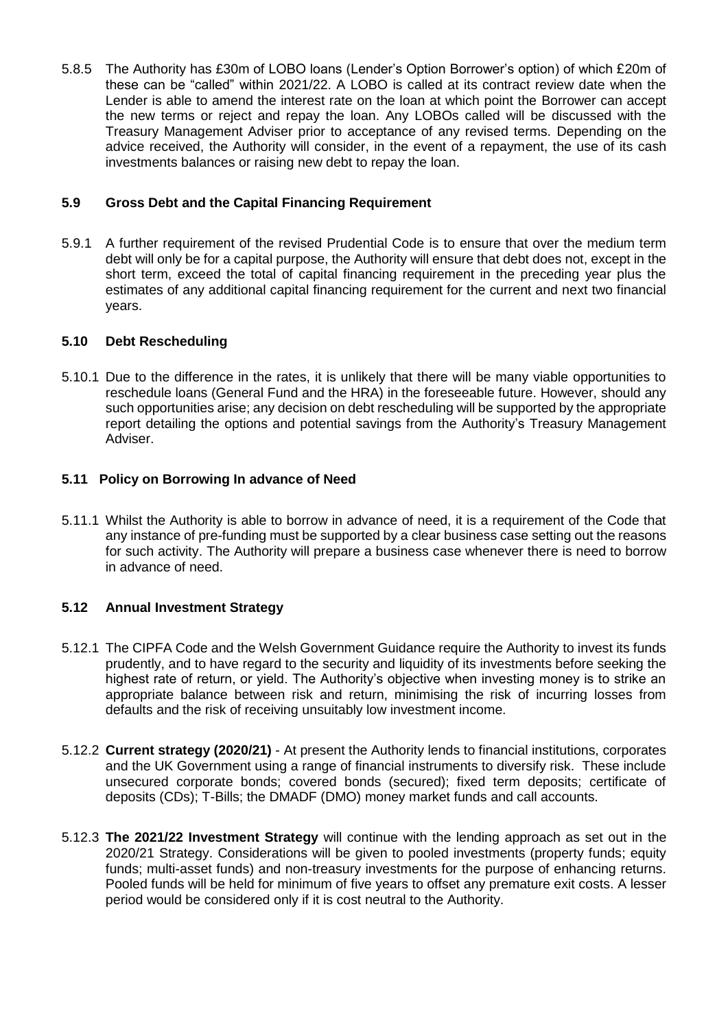5.8.5 The Authority has £30m of LOBO loans (Lender's Option Borrower's option) of which £20m of these can be "called" within 2021/22. A LOBO is called at its contract review date when the Lender is able to amend the interest rate on the loan at which point the Borrower can accept the new terms or reject and repay the loan. Any LOBOs called will be discussed with the Treasury Management Adviser prior to acceptance of any revised terms. Depending on the advice received, the Authority will consider, in the event of a repayment, the use of its cash investments balances or raising new debt to repay the loan.

### 5.9 Gross Debt and the Capital Financing Requirement

5.9.1 A further requirement of the revised Prudential Code is to ensure that over the medium term debt will only be for a capital purpose, the Authority will ensure that debt does not, except in the short term, exceed the total of capital financing requirement in the preceding year plus the estimates of any additional capital financing requirement for the current and next two financial years.

### 5.10 Debt Rescheduling

5.10.1 Due to the difference in the rates, it is unlikely that there will be many viable opportunities to reschedule loans (General Fund and the HRA) in the foreseeable future. However, should any such opportunities arise; any decision on debt rescheduling will be supported by the appropriate report detailing the options and potential savings from the Authority's Treasury Management Adviser.

### 5.11 Policy on Borrowing In advance of Need

5.11.1 Whilst the Authority is able to borrow in advance of need, it is a requirement of the Code that any instance of pre-funding must be supported by a clear business case setting out the reasons for such activity. The Authority will prepare a business case whenever there is need to borrow in advance of need.

### 5.12 Annual Investment Strategy

5.12.1 The CIPFA Code and the Welsh Government Guidance require the Authority to invest its funds prudently, and to have regard to the security and liquidity of its investments before seeking the highest rate of return, or yield. The Authority's objective when investing money is to strike an appropriate balance between risk and return, minimising the risk of incurring losses from defaults and the risk of receiving unsuitably low investment income.

5.12.2 **Current strategy (2020/21)** - At present the Authority lends to financial institutions, corporates and the UK Government using a range of financial instruments to diversify risk. These include unsecured corporate bonds; covered bonds (secured); fixed term deposits; certificate of deposits (CDs); T-Bills; the DMADF (DMO) money market funds and call accounts.

5.12.3 **The 2021/22 Investment Strategy** will continue with the lending approach as set out in the 2020/21 Strategy. Considerations will be given to pooled investments (property funds; equity funds; multi-asset funds) and non-treasury investments for the purpose of enhancing returns. Pooled funds will be held for minimum of five years to offset any premature exit costs. A lesser period would be considered only if it is cost neutral to the Authority.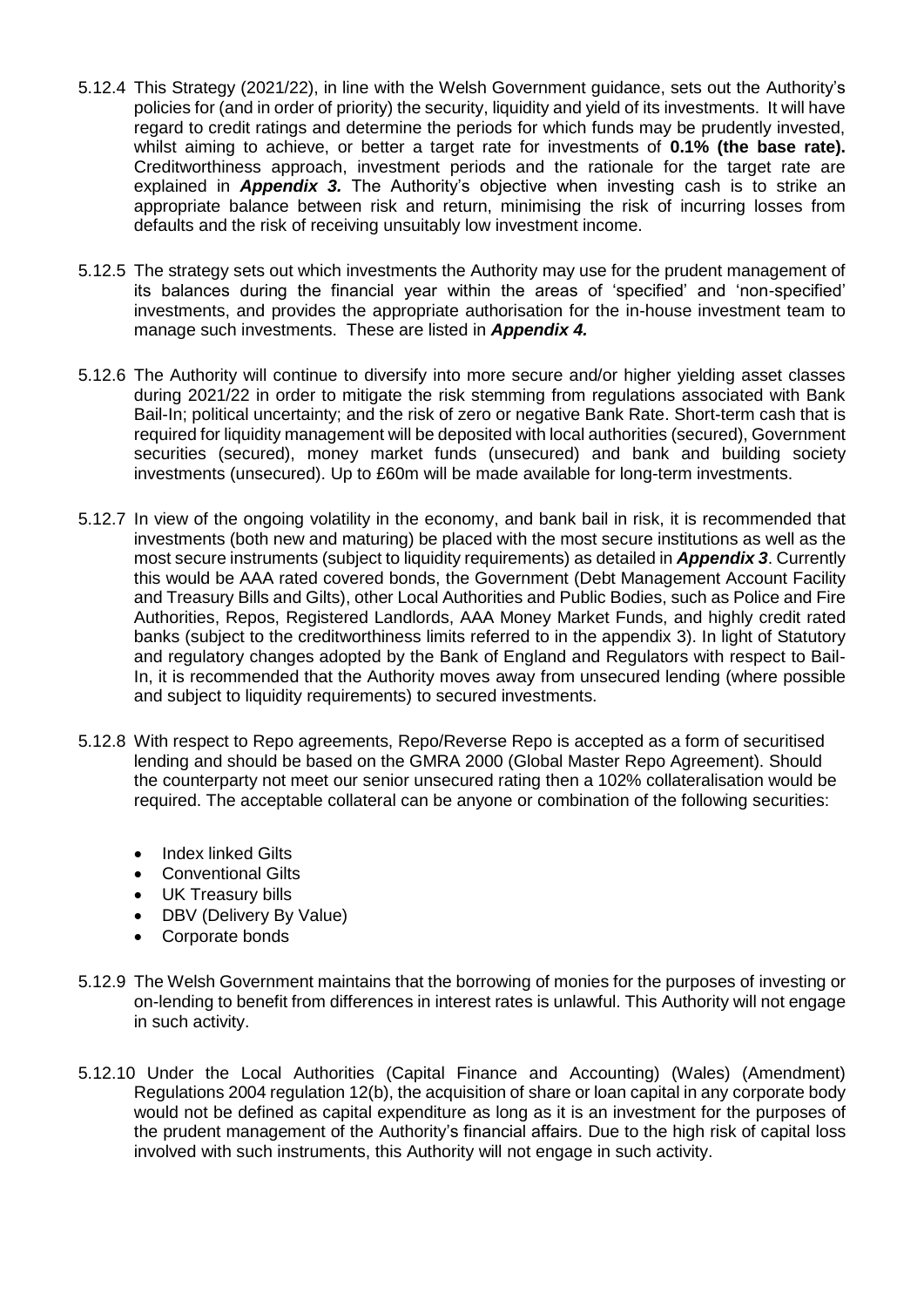5.12.4 This Strategy (2021/22), in line with the Welsh Government guidance, sets out the Authority's policies for (and in order of priority) the security, liquidity and yield of its investments. It will have regard to credit ratings and determine the periods for which funds may be prudently invested, whilst aiming to achieve, or better a target rate for investments of **0.1% (the base rate).** Creditworthiness approach, investment periods and the rationale for the target rate are explained in ***Appendix 3.*** The Authority's objective when investing cash is to strike an appropriate balance between risk and return, minimising the risk of incurring losses from defaults and the risk of receiving unsuitably low investment income.

5.12.5 The strategy sets out which investments the Authority may use for the prudent management of its balances during the financial year within the areas of 'specified' and 'non-specified' investments, and provides the appropriate authorisation for the in-house investment team to manage such investments. These are listed in ***Appendix 4.***

5.12.6 The Authority will continue to diversify into more secure and/or higher yielding asset classes during 2021/22 in order to mitigate the risk stemming from regulations associated with Bank Bail-In; political uncertainty; and the risk of zero or negative Bank Rate. Short-term cash that is required for liquidity management will be deposited with local authorities (secured), Government securities (secured), money market funds (unsecured) and bank and building society investments (unsecured). Up to £60m will be made available for long-term investments.

5.12.7 In view of the ongoing volatility in the economy, and bank bail in risk, it is recommended that investments (both new and maturing) be placed with the most secure institutions as well as the most secure instruments (subject to liquidity requirements) as detailed in ***Appendix 3***. Currently this would be AAA rated covered bonds, the Government (Debt Management Account Facility and Treasury Bills and Gilts), other Local Authorities and Public Bodies, such as Police and Fire Authorities, Repos, Registered Landlords, AAA Money Market Funds, and highly credit rated banks (subject to the creditworthiness limits referred to in the appendix 3). In light of Statutory and regulatory changes adopted by the Bank of England and Regulators with respect to Bail-In, it is recommended that the Authority moves away from unsecured lending (where possible and subject to liquidity requirements) to secured investments.

5.12.8 With respect to Repo agreements, Repo/Reverse Repo is accepted as a form of securitised lending and should be based on the GMRA 2000 (Global Master Repo Agreement). Should the counterparty not meet our senior unsecured rating then a 102% collateralisation would be required. The acceptable collateral can be anyone or combination of the following securities:

- Index linked Gilts
- Conventional Gilts
- UK Treasury bills
- DBV (Delivery By Value)
- Corporate bonds

5.12.9 The Welsh Government maintains that the borrowing of monies for the purposes of investing or on-lending to benefit from differences in interest rates is unlawful. This Authority will not engage in such activity.

5.12.10 Under the Local Authorities (Capital Finance and Accounting) (Wales) (Amendment) Regulations 2004 regulation 12(b), the acquisition of share or loan capital in any corporate body would not be defined as capital expenditure as long as it is an investment for the purposes of the prudent management of the Authority's financial affairs. Due to the high risk of capital loss involved with such instruments, this Authority will not engage in such activity.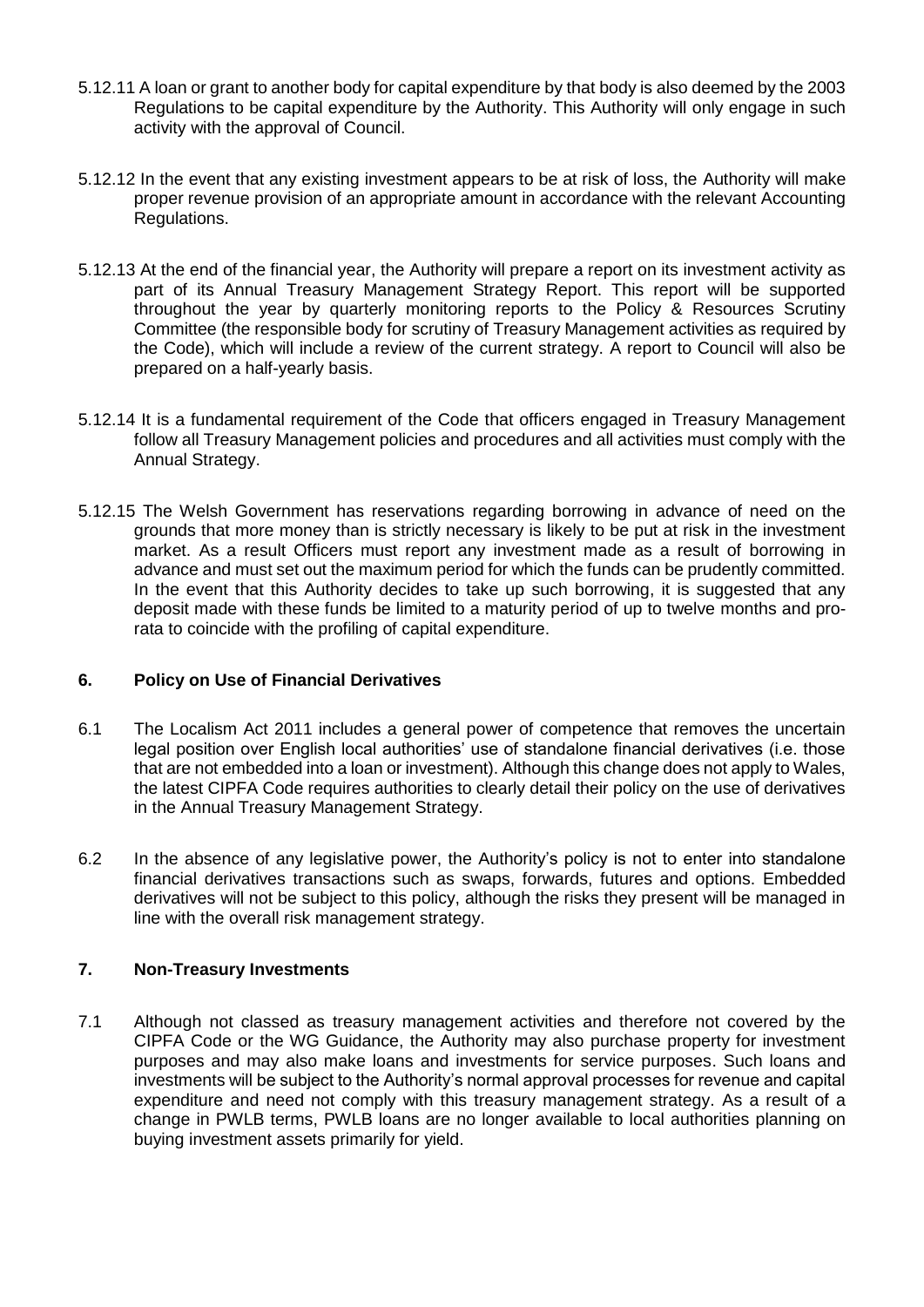5.12.11 A loan or grant to another body for capital expenditure by that body is also deemed by the 2003 Regulations to be capital expenditure by the Authority. This Authority will only engage in such activity with the approval of Council.

5.12.12 In the event that any existing investment appears to be at risk of loss, the Authority will make proper revenue provision of an appropriate amount in accordance with the relevant Accounting Regulations.

5.12.13 At the end of the financial year, the Authority will prepare a report on its investment activity as part of its Annual Treasury Management Strategy Report. This report will be supported throughout the year by quarterly monitoring reports to the Policy & Resources Scrutiny Committee (the responsible body for scrutiny of Treasury Management activities as required by the Code), which will include a review of the current strategy. A report to Council will also be prepared on a half-yearly basis.

5.12.14 It is a fundamental requirement of the Code that officers engaged in Treasury Management follow all Treasury Management policies and procedures and all activities must comply with the Annual Strategy.

5.12.15 The Welsh Government has reservations regarding borrowing in advance of need on the grounds that more money than is strictly necessary is likely to be put at risk in the investment market. As a result Officers must report any investment made as a result of borrowing in advance and must set out the maximum period for which the funds can be prudently committed. In the event that this Authority decides to take up such borrowing, it is suggested that any deposit made with these funds be limited to a maturity period of up to twelve months and pro-rata to coincide with the profiling of capital expenditure.

## 6. Policy on Use of Financial Derivatives

6.1 The Localism Act 2011 includes a general power of competence that removes the uncertain legal position over English local authorities' use of standalone financial derivatives (i.e. those that are not embedded into a loan or investment). Although this change does not apply to Wales, the latest CIPFA Code requires authorities to clearly detail their policy on the use of derivatives in the Annual Treasury Management Strategy.

6.2 In the absence of any legislative power, the Authority's policy is not to enter into standalone financial derivatives transactions such as swaps, forwards, futures and options. Embedded derivatives will not be subject to this policy, although the risks they present will be managed in line with the overall risk management strategy.

## 7. Non-Treasury Investments

7.1 Although not classed as treasury management activities and therefore not covered by the CIPFA Code or the WG Guidance, the Authority may also purchase property for investment purposes and may also make loans and investments for service purposes. Such loans and investments will be subject to the Authority's normal approval processes for revenue and capital expenditure and need not comply with this treasury management strategy. As a result of a change in PWLB terms, PWLB loans are no longer available to local authorities planning on buying investment assets primarily for yield.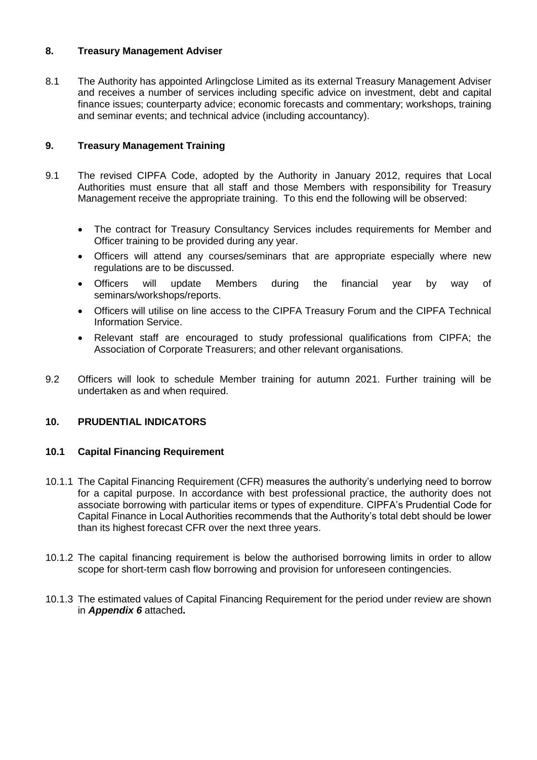## 8. Treasury Management Adviser

8.1 The Authority has appointed Arlingclose Limited as its external Treasury Management Adviser and receives a number of services including specific advice on investment, debt and capital finance issues; counterparty advice; economic forecasts and commentary; workshops, training and seminar events; and technical advice (including accountancy).

## 9. Treasury Management Training

9.1 The revised CIPFA Code, adopted by the Authority in January 2012, requires that Local Authorities must ensure that all staff and those Members with responsibility for Treasury Management receive the appropriate training. To this end the following will be observed:

- The contract for Treasury Consultancy Services includes requirements for Member and Officer training to be provided during any year.
- Officers will attend any courses/seminars that are appropriate especially where new regulations are to be discussed.
- Officers will update Members during the financial year by way of seminars/workshops/reports.
- Officers will utilise on line access to the CIPFA Treasury Forum and the CIPFA Technical Information Service.
- Relevant staff are encouraged to study professional qualifications from CIPFA; the Association of Corporate Treasurers; and other relevant organisations.

9.2 Officers will look to schedule Member training for autumn 2021. Further training will be undertaken as and when required.

## 10. PRUDENTIAL INDICATORS

### 10.1 Capital Financing Requirement

10.1.1 The Capital Financing Requirement (CFR) measures the authority's underlying need to borrow for a capital purpose. In accordance with best professional practice, the authority does not associate borrowing with particular items or types of expenditure. CIPFA's Prudential Code for Capital Finance in Local Authorities recommends that the Authority's total debt should be lower than its highest forecast CFR over the next three years.

10.1.2 The capital financing requirement is below the authorised borrowing limits in order to allow scope for short-term cash flow borrowing and provision for unforeseen contingencies.

10.1.3 The estimated values of Capital Financing Requirement for the period under review are shown in ***Appendix 6*** attached**.**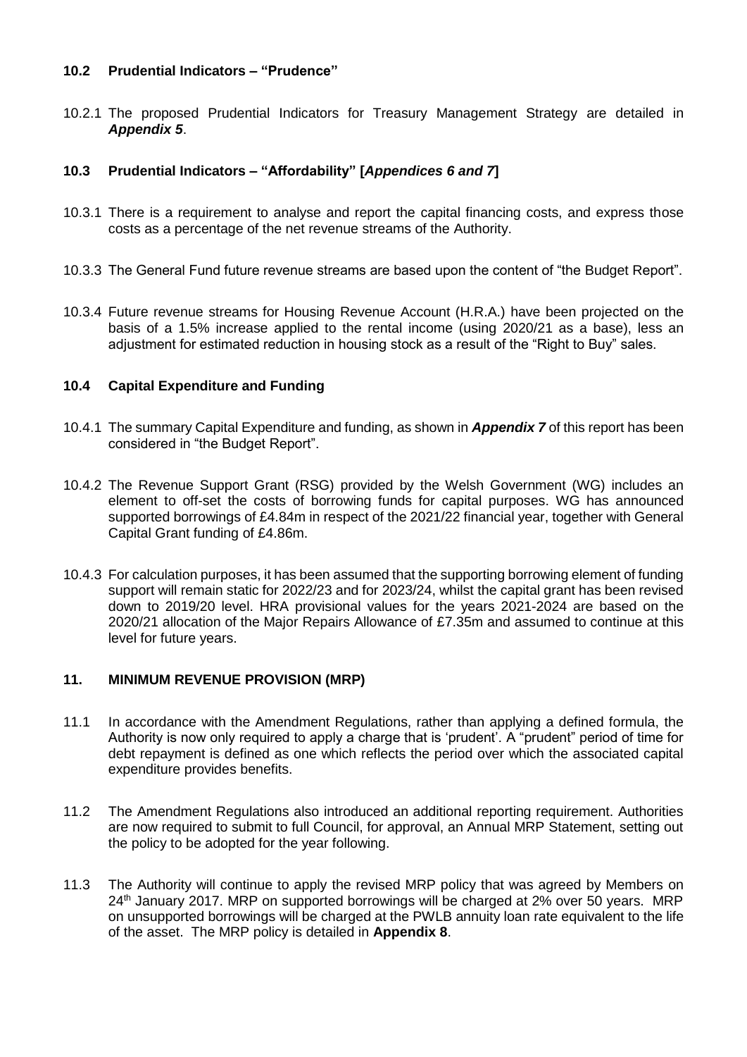### 10.2 Prudential Indicators – "Prudence"

10.2.1 The proposed Prudential Indicators for Treasury Management Strategy are detailed in ***Appendix 5***.

### 10.3 Prudential Indicators – "Affordability" [*Appendices 6 and 7*]

10.3.1 There is a requirement to analyse and report the capital financing costs, and express those costs as a percentage of the net revenue streams of the Authority.

10.3.3 The General Fund future revenue streams are based upon the content of "the Budget Report".

10.3.4 Future revenue streams for Housing Revenue Account (H.R.A.) have been projected on the basis of a 1.5% increase applied to the rental income (using 2020/21 as a base), less an adjustment for estimated reduction in housing stock as a result of the "Right to Buy" sales.

### 10.4 Capital Expenditure and Funding

10.4.1 The summary Capital Expenditure and funding, as shown in ***Appendix 7*** of this report has been considered in "the Budget Report".

10.4.2 The Revenue Support Grant (RSG) provided by the Welsh Government (WG) includes an element to off-set the costs of borrowing funds for capital purposes. WG has announced supported borrowings of £4.84m in respect of the 2021/22 financial year, together with General Capital Grant funding of £4.86m.

10.4.3 For calculation purposes, it has been assumed that the supporting borrowing element of funding support will remain static for 2022/23 and for 2023/24, whilst the capital grant has been revised down to 2019/20 level. HRA provisional values for the years 2021-2024 are based on the 2020/21 allocation of the Major Repairs Allowance of £7.35m and assumed to continue at this level for future years.

## 11. MINIMUM REVENUE PROVISION (MRP)

11.1 In accordance with the Amendment Regulations, rather than applying a defined formula, the Authority is now only required to apply a charge that is 'prudent'. A "prudent" period of time for debt repayment is defined as one which reflects the period over which the associated capital expenditure provides benefits.

11.2 The Amendment Regulations also introduced an additional reporting requirement. Authorities are now required to submit to full Council, for approval, an Annual MRP Statement, setting out the policy to be adopted for the year following.

11.3 The Authority will continue to apply the revised MRP policy that was agreed by Members on 24th January 2017. MRP on supported borrowings will be charged at 2% over 50 years. MRP on unsupported borrowings will be charged at the PWLB annuity loan rate equivalent to the life of the asset. The MRP policy is detailed in **Appendix 8**.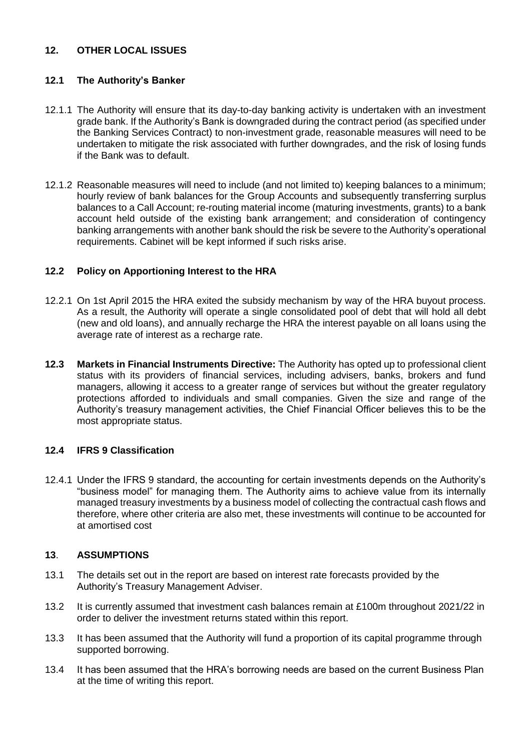## 12. OTHER LOCAL ISSUES

### 12.1 The Authority's Banker

12.1.1 The Authority will ensure that its day-to-day banking activity is undertaken with an investment grade bank. If the Authority's Bank is downgraded during the contract period (as specified under the Banking Services Contract) to non-investment grade, reasonable measures will need to be undertaken to mitigate the risk associated with further downgrades, and the risk of losing funds if the Bank was to default.

12.1.2 Reasonable measures will need to include (and not limited to) keeping balances to a minimum; hourly review of bank balances for the Group Accounts and subsequently transferring surplus balances to a Call Account; re-routing material income (maturing investments, grants) to a bank account held outside of the existing bank arrangement; and consideration of contingency banking arrangements with another bank should the risk be severe to the Authority's operational requirements. Cabinet will be kept informed if such risks arise.

### 12.2 Policy on Apportioning Interest to the HRA

12.2.1 On 1st April 2015 the HRA exited the subsidy mechanism by way of the HRA buyout process. As a result, the Authority will operate a single consolidated pool of debt that will hold all debt (new and old loans), and annually recharge the HRA the interest payable on all loans using the average rate of interest as a recharge rate.

**12.3 Markets in Financial Instruments Directive:** The Authority has opted up to professional client status with its providers of financial services, including advisers, banks, brokers and fund managers, allowing it access to a greater range of services but without the greater regulatory protections afforded to individuals and small companies. Given the size and range of the Authority's treasury management activities, the Chief Financial Officer believes this to be the most appropriate status.

### 12.4 IFRS 9 Classification

12.4.1 Under the IFRS 9 standard, the accounting for certain investments depends on the Authority's "business model" for managing them. The Authority aims to achieve value from its internally managed treasury investments by a business model of collecting the contractual cash flows and therefore, where other criteria are also met, these investments will continue to be accounted for at amortised cost

## 13. ASSUMPTIONS

13.1 The details set out in the report are based on interest rate forecasts provided by the Authority's Treasury Management Adviser.

13.2 It is currently assumed that investment cash balances remain at £100m throughout 2021/22 in order to deliver the investment returns stated within this report.

13.3 It has been assumed that the Authority will fund a proportion of its capital programme through supported borrowing.

13.4 It has been assumed that the HRA's borrowing needs are based on the current Business Plan at the time of writing this report.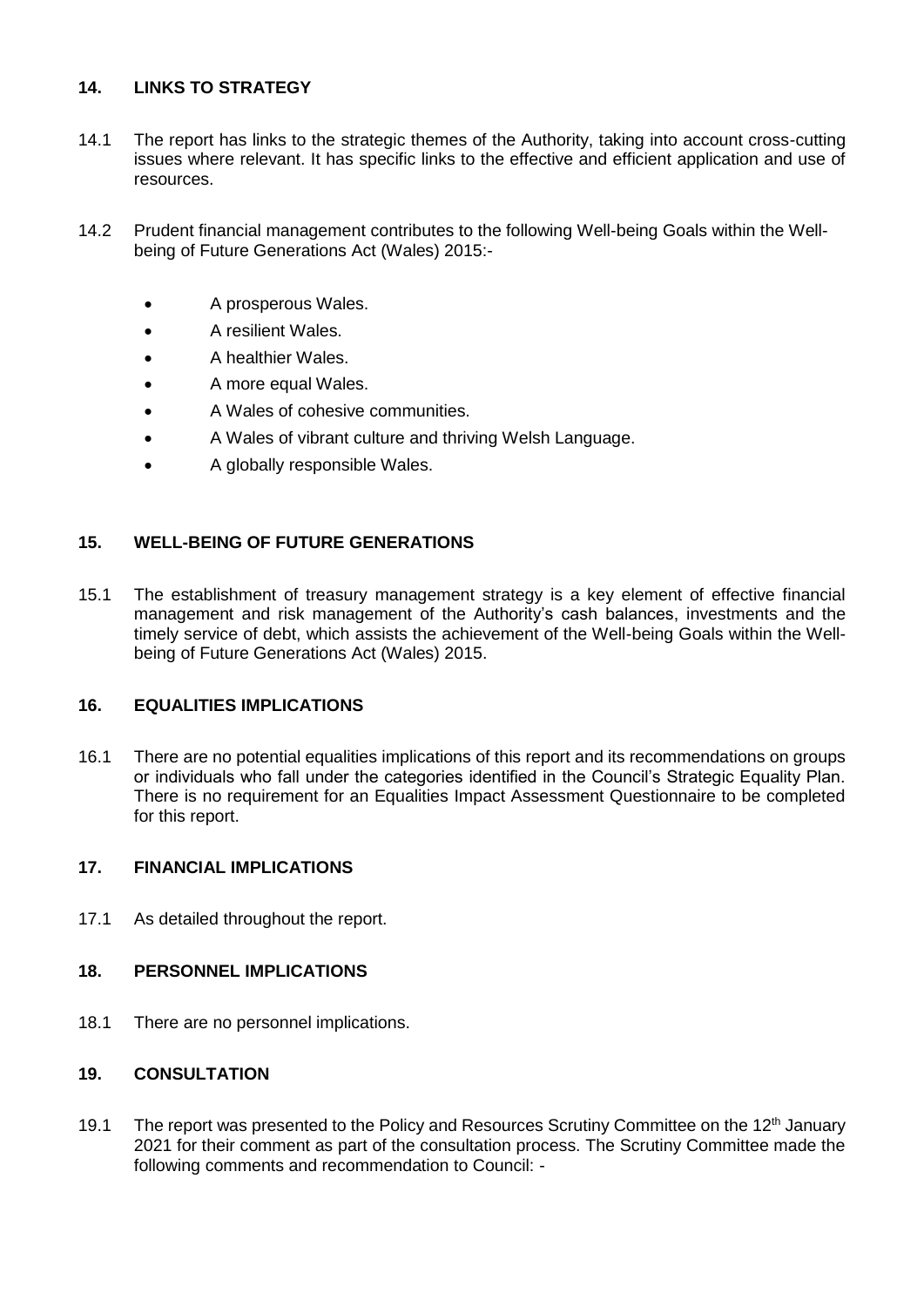## 14. LINKS TO STRATEGY

14.1 The report has links to the strategic themes of the Authority, taking into account cross-cutting issues where relevant. It has specific links to the effective and efficient application and use of resources.

14.2 Prudent financial management contributes to the following Well-being Goals within the Well-being of Future Generations Act (Wales) 2015:-

- A prosperous Wales.
- A resilient Wales.
- A healthier Wales.
- A more equal Wales.
- A Wales of cohesive communities.
- A Wales of vibrant culture and thriving Welsh Language.
- A globally responsible Wales.

## 15. WELL-BEING OF FUTURE GENERATIONS

15.1 The establishment of treasury management strategy is a key element of effective financial management and risk management of the Authority's cash balances, investments and the timely service of debt, which assists the achievement of the Well-being Goals within the Well-being of Future Generations Act (Wales) 2015.

## 16. EQUALITIES IMPLICATIONS

16.1 There are no potential equalities implications of this report and its recommendations on groups or individuals who fall under the categories identified in the Council's Strategic Equality Plan. There is no requirement for an Equalities Impact Assessment Questionnaire to be completed for this report.

## 17. FINANCIAL IMPLICATIONS

17.1 As detailed throughout the report.

## 18. PERSONNEL IMPLICATIONS

18.1 There are no personnel implications.

## 19. CONSULTATION

19.1 The report was presented to the Policy and Resources Scrutiny Committee on the 12th January 2021 for their comment as part of the consultation process. The Scrutiny Committee made the following comments and recommendation to Council: -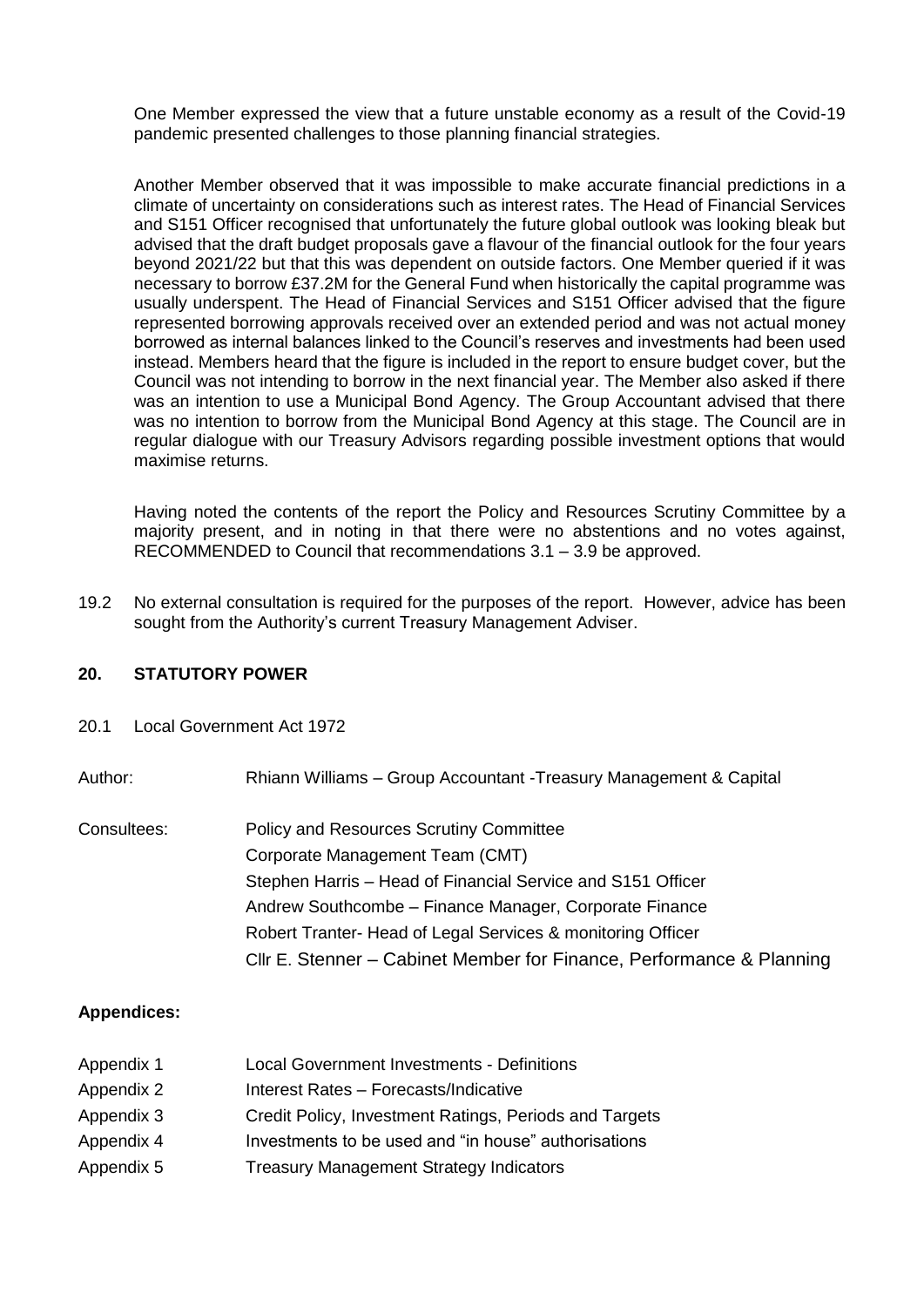One Member expressed the view that a future unstable economy as a result of the Covid-19 pandemic presented challenges to those planning financial strategies.

Another Member observed that it was impossible to make accurate financial predictions in a climate of uncertainty on considerations such as interest rates. The Head of Financial Services and S151 Officer recognised that unfortunately the future global outlook was looking bleak but advised that the draft budget proposals gave a flavour of the financial outlook for the four years beyond 2021/22 but that this was dependent on outside factors. One Member queried if it was necessary to borrow £37.2M for the General Fund when historically the capital programme was usually underspent. The Head of Financial Services and S151 Officer advised that the figure represented borrowing approvals received over an extended period and was not actual money borrowed as internal balances linked to the Council's reserves and investments had been used instead. Members heard that the figure is included in the report to ensure budget cover, but the Council was not intending to borrow in the next financial year. The Member also asked if there was an intention to use a Municipal Bond Agency. The Group Accountant advised that there was no intention to borrow from the Municipal Bond Agency at this stage. The Council are in regular dialogue with our Treasury Advisors regarding possible investment options that would maximise returns.

Having noted the contents of the report the Policy and Resources Scrutiny Committee by a majority present, and in noting in that there were no abstentions and no votes against, RECOMMENDED to Council that recommendations 3.1 – 3.9 be approved.

19.2 No external consultation is required for the purposes of the report. However, advice has been sought from the Authority's current Treasury Management Adviser.

## 20. STATUTORY POWER

20.1 Local Government Act 1972

Author: Rhiann Williams – Group Accountant -Treasury Management & Capital

Consultees:
Policy and Resources Scrutiny Committee
Corporate Management Team (CMT)
Stephen Harris – Head of Financial Service and S151 Officer
Andrew Southcombe – Finance Manager, Corporate Finance
Robert Tranter- Head of Legal Services & monitoring Officer
Cllr E. Stenner – Cabinet Member for Finance, Performance & Planning

**Appendices:**

Appendix 1 Local Government Investments - Definitions
Appendix 2 Interest Rates – Forecasts/Indicative
Appendix 3 Credit Policy, Investment Ratings, Periods and Targets
Appendix 4 Investments to be used and "in house" authorisations
Appendix 5 Treasury Management Strategy Indicators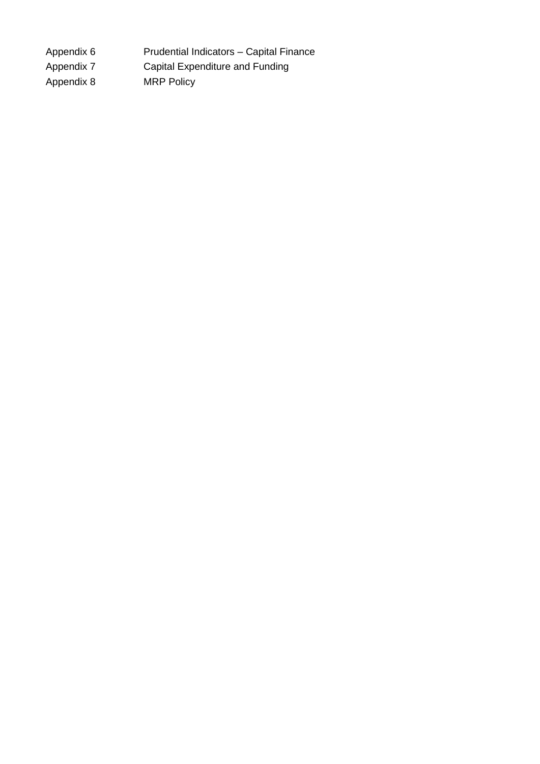| | |
|---|---|
| Appendix 6 | Prudential Indicators – Capital Finance |
| Appendix 7 | Capital Expenditure and Funding |
| Appendix 8 | MRP Policy |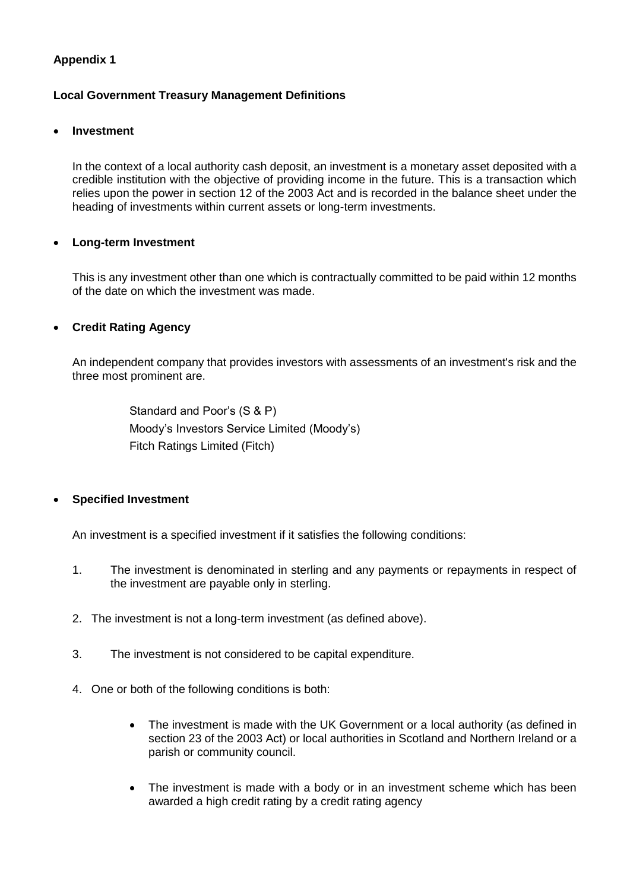**Appendix 1**

**Local Government Treasury Management Definitions**

- **Investment**

  In the context of a local authority cash deposit, an investment is a monetary asset deposited with a credible institution with the objective of providing income in the future. This is a transaction which relies upon the power in section 12 of the 2003 Act and is recorded in the balance sheet under the heading of investments within current assets or long-term investments.

- **Long-term Investment**

  This is any investment other than one which is contractually committed to be paid within 12 months of the date on which the investment was made.

- **Credit Rating Agency**

  An independent company that provides investors with assessments of an investment's risk and the three most prominent are.

  Standard and Poor's (S & P)
  Moody's Investors Service Limited (Moody's)
  Fitch Ratings Limited (Fitch)

- **Specified Investment**

  An investment is a specified investment if it satisfies the following conditions:

  1. The investment is denominated in sterling and any payments or repayments in respect of the investment are payable only in sterling.
  2. The investment is not a long-term investment (as defined above).
  3. The investment is not considered to be capital expenditure.
  4. One or both of the following conditions is both:
     - The investment is made with the UK Government or a local authority (as defined in section 23 of the 2003 Act) or local authorities in Scotland and Northern Ireland or a parish or community council.
     - The investment is made with a body or in an investment scheme which has been awarded a high credit rating by a credit rating agency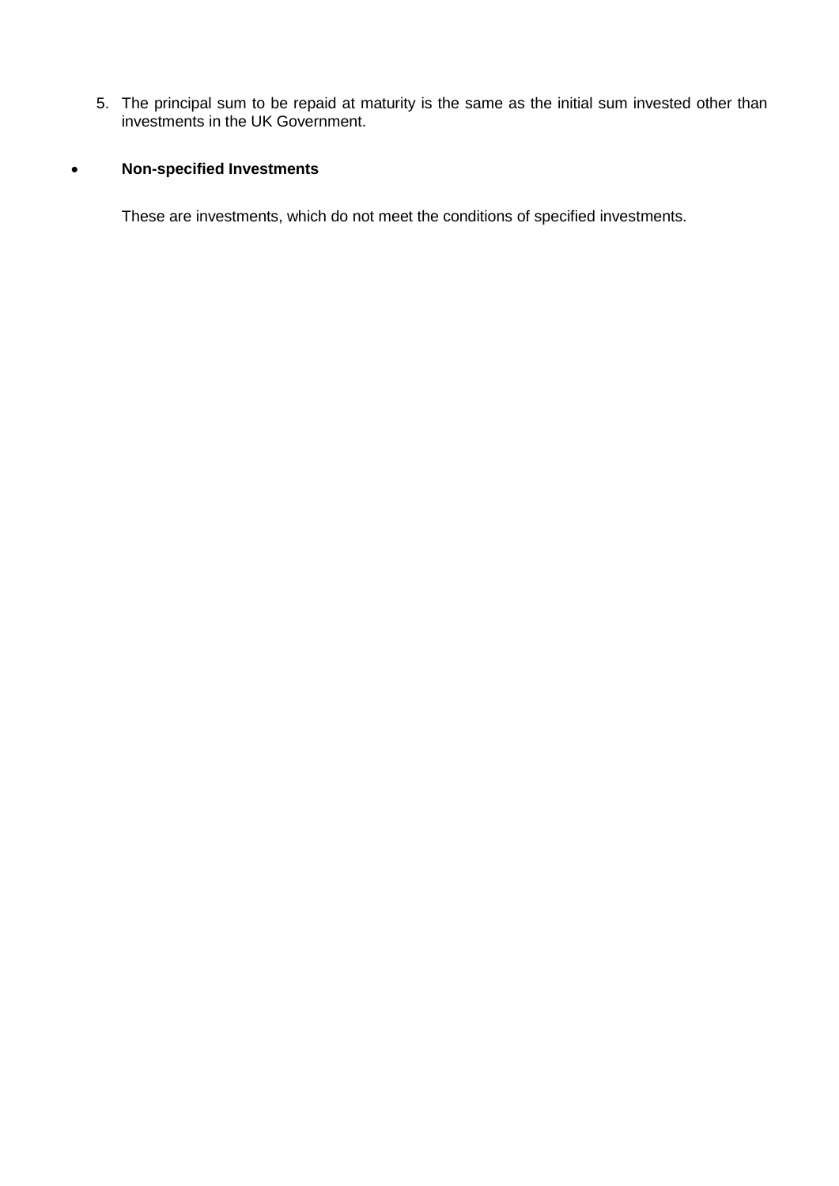5. The principal sum to be repaid at maturity is the same as the initial sum invested other than investments in the UK Government.

- **Non-specified Investments**

  These are investments, which do not meet the conditions of specified investments.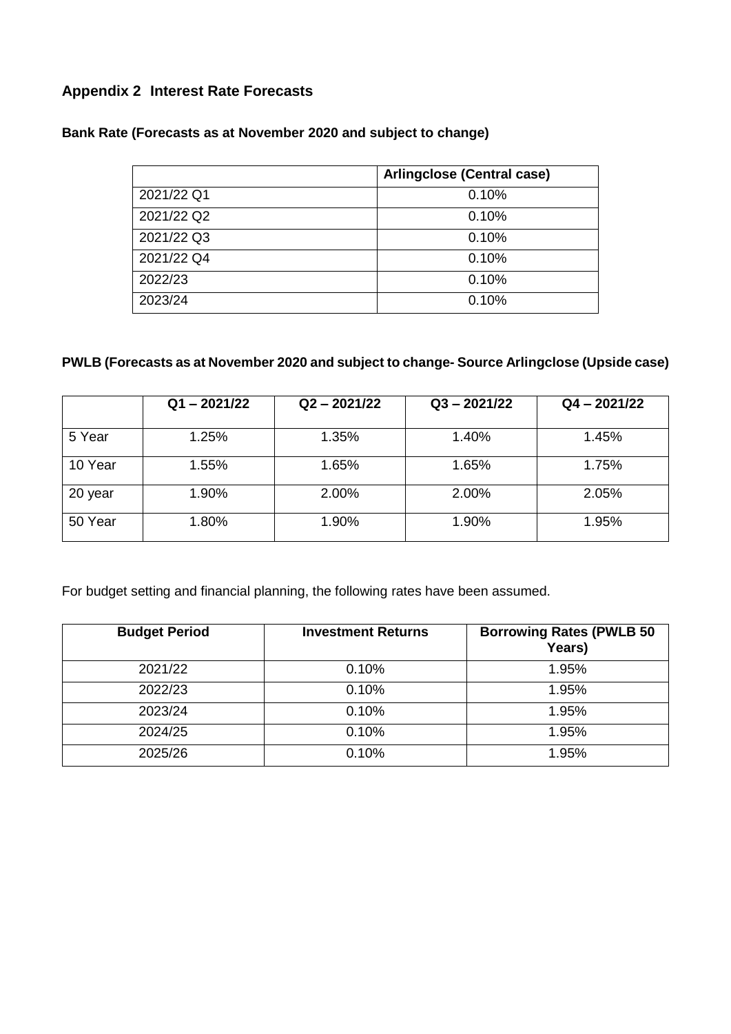## Appendix 2 Interest Rate Forecasts

### Bank Rate (Forecasts as at November 2020 and subject to change)

| | Arlingclose (Central case) |
|---|---|
| 2021/22 Q1 | 0.10% |
| 2021/22 Q2 | 0.10% |
| 2021/22 Q3 | 0.10% |
| 2021/22 Q4 | 0.10% |
| 2022/23 | 0.10% |
| 2023/24 | 0.10% |

### PWLB (Forecasts as at November 2020 and subject to change- Source Arlingclose (Upside case)

| | Q1 – 2021/22 | Q2 – 2021/22 | Q3 – 2021/22 | Q4 – 2021/22 |
|---|---|---|---|---|
| 5 Year | 1.25% | 1.35% | 1.40% | 1.45% |
| 10 Year | 1.55% | 1.65% | 1.65% | 1.75% |
| 20 year | 1.90% | 2.00% | 2.00% | 2.05% |
| 50 Year | 1.80% | 1.90% | 1.90% | 1.95% |

For budget setting and financial planning, the following rates have been assumed.

| Budget Period | Investment Returns | Borrowing Rates (PWLB 50 Years) |
|---|---|---|
| 2021/22 | 0.10% | 1.95% |
| 2022/23 | 0.10% | 1.95% |
| 2023/24 | 0.10% | 1.95% |
| 2024/25 | 0.10% | 1.95% |
| 2025/26 | 0.10% | 1.95% |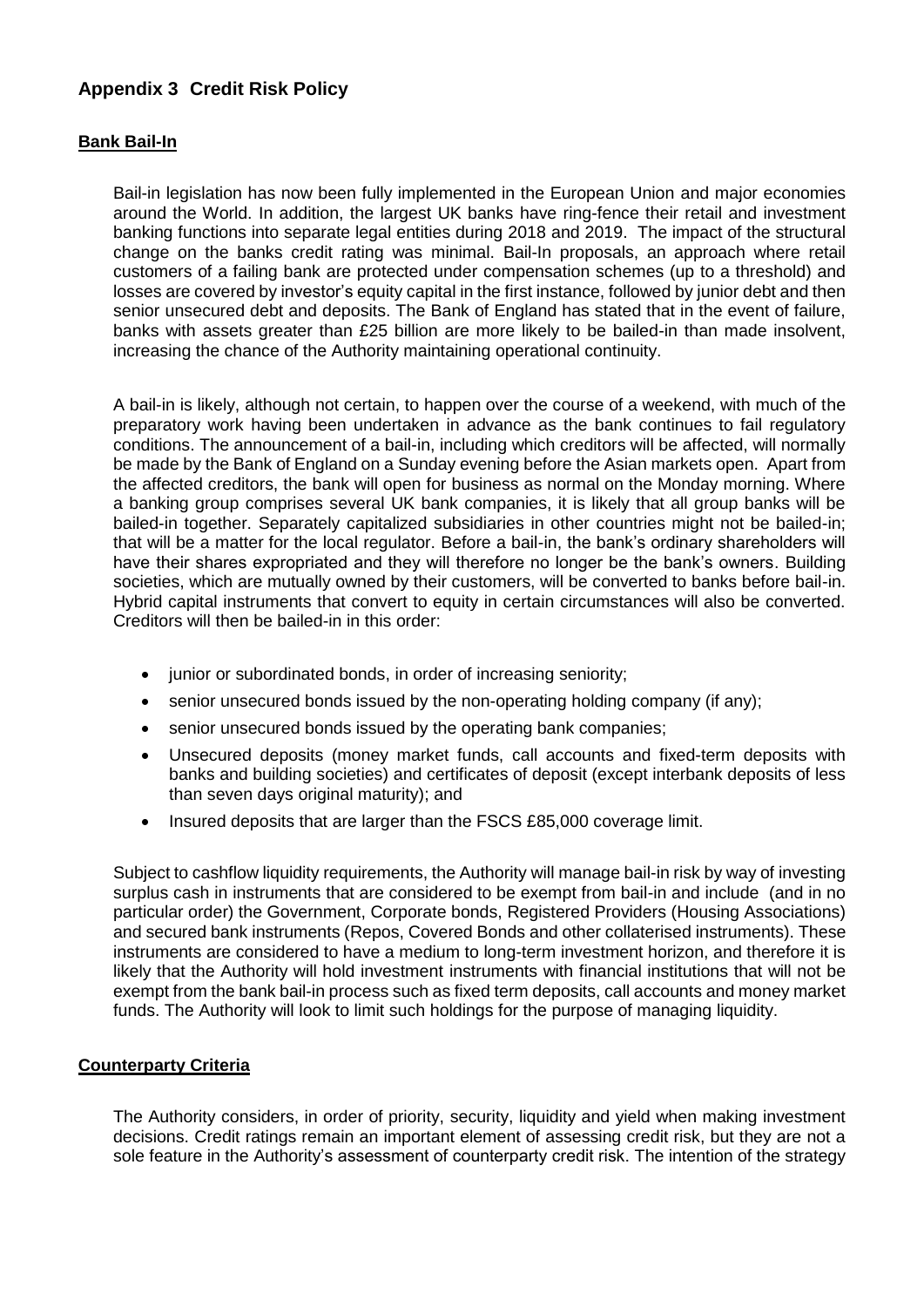## Appendix 3 Credit Risk Policy

### Bank Bail-In

Bail-in legislation has now been fully implemented in the European Union and major economies around the World. In addition, the largest UK banks have ring-fence their retail and investment banking functions into separate legal entities during 2018 and 2019. The impact of the structural change on the banks credit rating was minimal. Bail-In proposals, an approach where retail customers of a failing bank are protected under compensation schemes (up to a threshold) and losses are covered by investor's equity capital in the first instance, followed by junior debt and then senior unsecured debt and deposits. The Bank of England has stated that in the event of failure, banks with assets greater than £25 billion are more likely to be bailed-in than made insolvent, increasing the chance of the Authority maintaining operational continuity.

A bail-in is likely, although not certain, to happen over the course of a weekend, with much of the preparatory work having been undertaken in advance as the bank continues to fail regulatory conditions. The announcement of a bail-in, including which creditors will be affected, will normally be made by the Bank of England on a Sunday evening before the Asian markets open. Apart from the affected creditors, the bank will open for business as normal on the Monday morning. Where a banking group comprises several UK bank companies, it is likely that all group banks will be bailed-in together. Separately capitalized subsidiaries in other countries might not be bailed-in; that will be a matter for the local regulator. Before a bail-in, the bank's ordinary shareholders will have their shares expropriated and they will therefore no longer be the bank's owners. Building societies, which are mutually owned by their customers, will be converted to banks before bail-in. Hybrid capital instruments that convert to equity in certain circumstances will also be converted. Creditors will then be bailed-in in this order:

- junior or subordinated bonds, in order of increasing seniority;
- senior unsecured bonds issued by the non-operating holding company (if any);
- senior unsecured bonds issued by the operating bank companies;
- Unsecured deposits (money market funds, call accounts and fixed-term deposits with banks and building societies) and certificates of deposit (except interbank deposits of less than seven days original maturity); and
- Insured deposits that are larger than the FSCS £85,000 coverage limit.

Subject to cashflow liquidity requirements, the Authority will manage bail-in risk by way of investing surplus cash in instruments that are considered to be exempt from bail-in and include (and in no particular order) the Government, Corporate bonds, Registered Providers (Housing Associations) and secured bank instruments (Repos, Covered Bonds and other collaterised instruments). These instruments are considered to have a medium to long-term investment horizon, and therefore it is likely that the Authority will hold investment instruments with financial institutions that will not be exempt from the bank bail-in process such as fixed term deposits, call accounts and money market funds. The Authority will look to limit such holdings for the purpose of managing liquidity.

### Counterparty Criteria

The Authority considers, in order of priority, security, liquidity and yield when making investment decisions. Credit ratings remain an important element of assessing credit risk, but they are not a sole feature in the Authority's assessment of counterparty credit risk. The intention of the strategy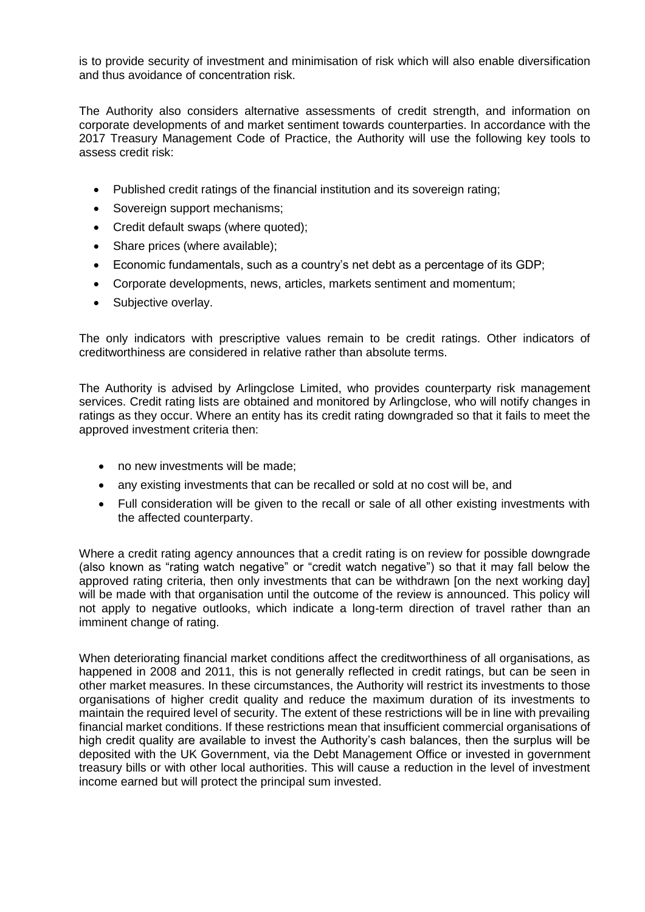is to provide security of investment and minimisation of risk which will also enable diversification and thus avoidance of concentration risk.

The Authority also considers alternative assessments of credit strength, and information on corporate developments of and market sentiment towards counterparties. In accordance with the 2017 Treasury Management Code of Practice, the Authority will use the following key tools to assess credit risk:

- Published credit ratings of the financial institution and its sovereign rating;
- Sovereign support mechanisms;
- Credit default swaps (where quoted);
- Share prices (where available);
- Economic fundamentals, such as a country's net debt as a percentage of its GDP;
- Corporate developments, news, articles, markets sentiment and momentum;
- Subjective overlay.

The only indicators with prescriptive values remain to be credit ratings. Other indicators of creditworthiness are considered in relative rather than absolute terms.

The Authority is advised by Arlingclose Limited, who provides counterparty risk management services. Credit rating lists are obtained and monitored by Arlingclose, who will notify changes in ratings as they occur. Where an entity has its credit rating downgraded so that it fails to meet the approved investment criteria then:

- no new investments will be made;
- any existing investments that can be recalled or sold at no cost will be, and
- Full consideration will be given to the recall or sale of all other existing investments with the affected counterparty.

Where a credit rating agency announces that a credit rating is on review for possible downgrade (also known as "rating watch negative" or "credit watch negative") so that it may fall below the approved rating criteria, then only investments that can be withdrawn [on the next working day] will be made with that organisation until the outcome of the review is announced. This policy will not apply to negative outlooks, which indicate a long-term direction of travel rather than an imminent change of rating.

When deteriorating financial market conditions affect the creditworthiness of all organisations, as happened in 2008 and 2011, this is not generally reflected in credit ratings, but can be seen in other market measures. In these circumstances, the Authority will restrict its investments to those organisations of higher credit quality and reduce the maximum duration of its investments to maintain the required level of security. The extent of these restrictions will be in line with prevailing financial market conditions. If these restrictions mean that insufficient commercial organisations of high credit quality are available to invest the Authority's cash balances, then the surplus will be deposited with the UK Government, via the Debt Management Office or invested in government treasury bills or with other local authorities. This will cause a reduction in the level of investment income earned but will protect the principal sum invested.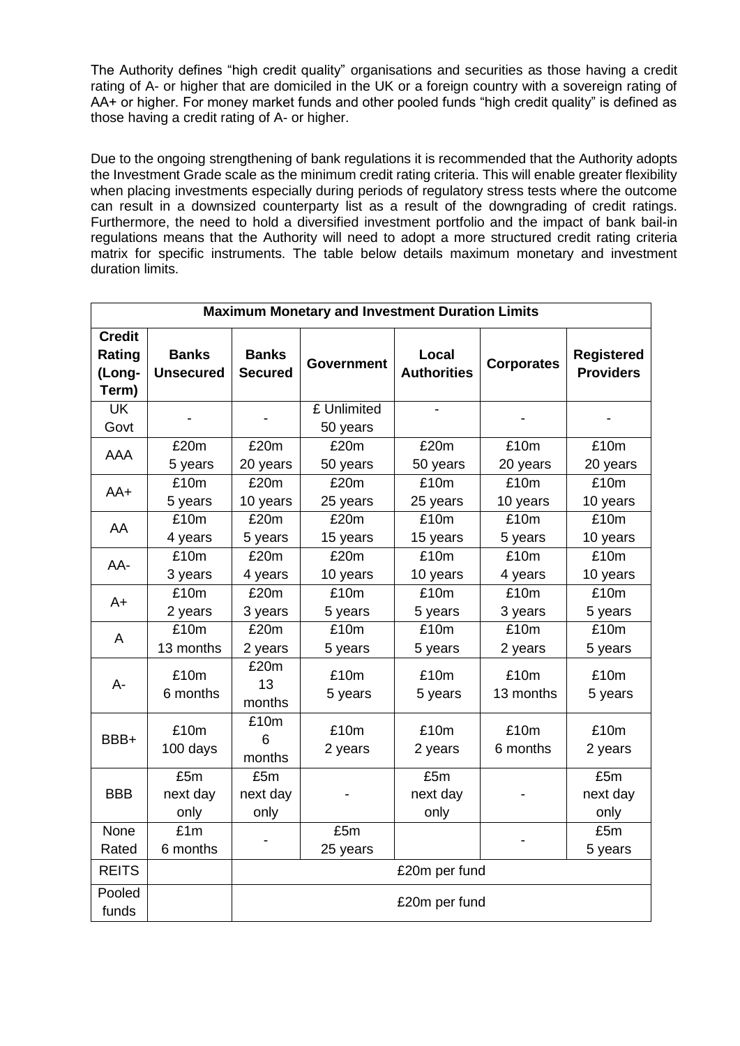The Authority defines "high credit quality" organisations and securities as those having a credit rating of A- or higher that are domiciled in the UK or a foreign country with a sovereign rating of AA+ or higher. For money market funds and other pooled funds "high credit quality" is defined as those having a credit rating of A- or higher.

Due to the ongoing strengthening of bank regulations it is recommended that the Authority adopts the Investment Grade scale as the minimum credit rating criteria. This will enable greater flexibility when placing investments especially during periods of regulatory stress tests where the outcome can result in a downsized counterparty list as a result of the downgrading of credit ratings. Furthermore, the need to hold a diversified investment portfolio and the impact of bank bail-in regulations means that the Authority will need to adopt a more structured credit rating criteria matrix for specific instruments. The table below details maximum monetary and investment duration limits.

| **Maximum Monetary and Investment Duration Limits** | | | | | | |
|---|---|---|---|---|---|---|
| **Credit Rating (Long-Term)** | **Banks Unsecured** | **Banks Secured** | **Government** | **Local Authorities** | **Corporates** | **Registered Providers** |
| UK Govt | - | - | £ Unlimited 50 years | - | - | - |
| AAA | £20m 5 years | £20m 20 years | £20m 50 years | £20m 50 years | £10m 20 years | £10m 20 years |
| AA+ | £10m 5 years | £20m 10 years | £20m 25 years | £10m 25 years | £10m 10 years | £10m 10 years |
| AA | £10m 4 years | £20m 5 years | £20m 15 years | £10m 15 years | £10m 5 years | £10m 10 years |
| AA- | £10m 3 years | £20m 4 years | £20m 10 years | £10m 10 years | £10m 4 years | £10m 10 years |
| A+ | £10m 2 years | £20m 3 years | £10m 5 years | £10m 5 years | £10m 3 years | £10m 5 years |
| A | £10m 13 months | £20m 2 years | £10m 5 years | £10m 5 years | £10m 2 years | £10m 5 years |
| A- | £10m 6 months | £20m 13 months | £10m 5 years | £10m 5 years | £10m 13 months | £10m 5 years |
| BBB+ | £10m 100 days | £10m 6 months | £10m 2 years | £10m 2 years | £10m 6 months | £10m 2 years |
| BBB | £5m next day only | £5m next day only | - | £5m next day only | - | £5m next day only |
| None Rated | £1m 6 months | - | £5m 25 years | | - | £5m 5 years |
| REITS | | £20m per fund | | | | |
| Pooled funds | | £20m per fund | | | | |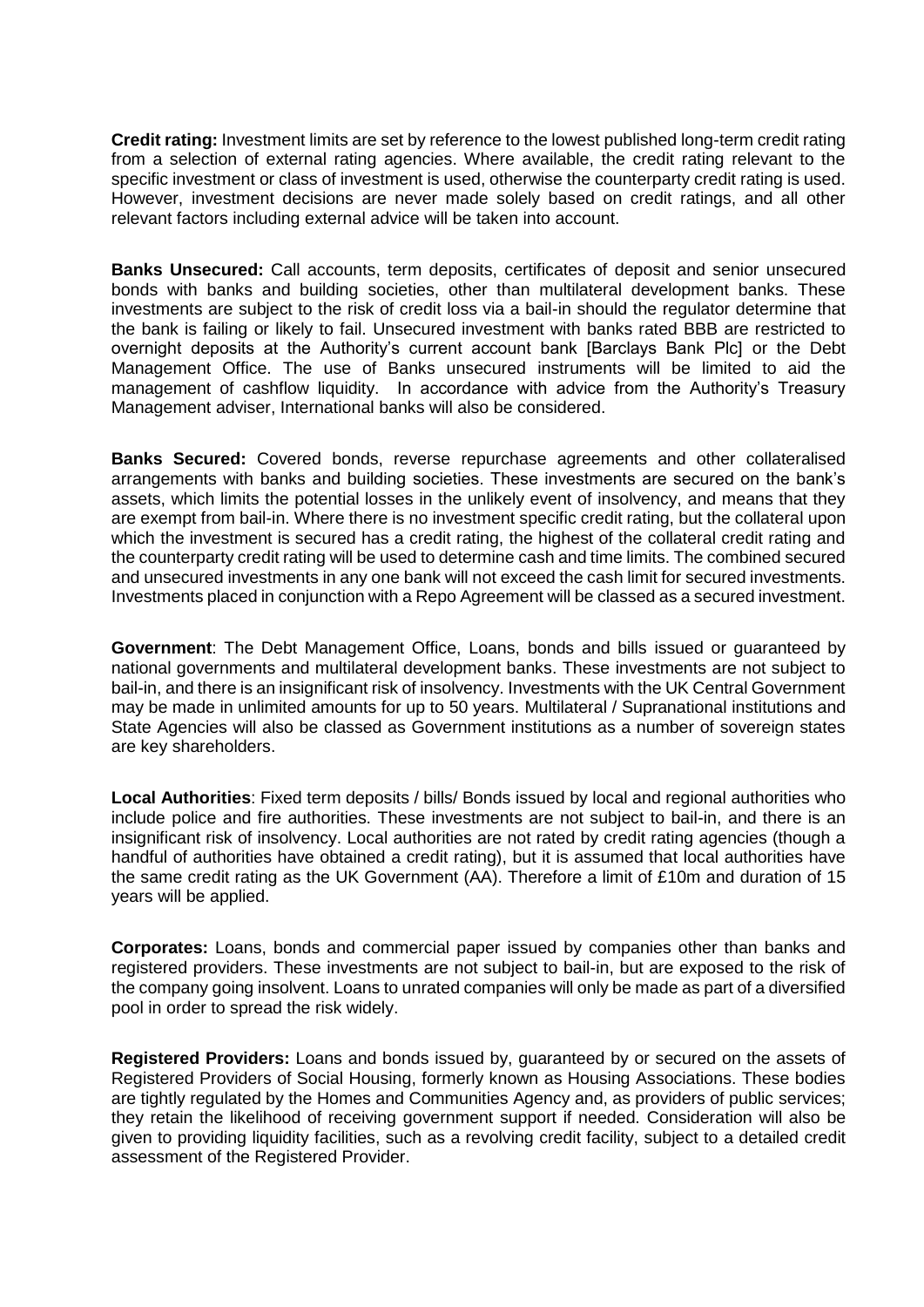**Credit rating:** Investment limits are set by reference to the lowest published long-term credit rating from a selection of external rating agencies. Where available, the credit rating relevant to the specific investment or class of investment is used, otherwise the counterparty credit rating is used. However, investment decisions are never made solely based on credit ratings, and all other relevant factors including external advice will be taken into account.

**Banks Unsecured:** Call accounts, term deposits, certificates of deposit and senior unsecured bonds with banks and building societies, other than multilateral development banks. These investments are subject to the risk of credit loss via a bail-in should the regulator determine that the bank is failing or likely to fail. Unsecured investment with banks rated BBB are restricted to overnight deposits at the Authority's current account bank [Barclays Bank Plc] or the Debt Management Office. The use of Banks unsecured instruments will be limited to aid the management of cashflow liquidity. In accordance with advice from the Authority's Treasury Management adviser, International banks will also be considered.

**Banks Secured:** Covered bonds, reverse repurchase agreements and other collateralised arrangements with banks and building societies. These investments are secured on the bank's assets, which limits the potential losses in the unlikely event of insolvency, and means that they are exempt from bail-in. Where there is no investment specific credit rating, but the collateral upon which the investment is secured has a credit rating, the highest of the collateral credit rating and the counterparty credit rating will be used to determine cash and time limits. The combined secured and unsecured investments in any one bank will not exceed the cash limit for secured investments. Investments placed in conjunction with a Repo Agreement will be classed as a secured investment.

**Government**: The Debt Management Office, Loans, bonds and bills issued or guaranteed by national governments and multilateral development banks. These investments are not subject to bail-in, and there is an insignificant risk of insolvency. Investments with the UK Central Government may be made in unlimited amounts for up to 50 years. Multilateral / Supranational institutions and State Agencies will also be classed as Government institutions as a number of sovereign states are key shareholders.

**Local Authorities**: Fixed term deposits / bills/ Bonds issued by local and regional authorities who include police and fire authorities. These investments are not subject to bail-in, and there is an insignificant risk of insolvency. Local authorities are not rated by credit rating agencies (though a handful of authorities have obtained a credit rating), but it is assumed that local authorities have the same credit rating as the UK Government (AA). Therefore a limit of £10m and duration of 15 years will be applied.

**Corporates:** Loans, bonds and commercial paper issued by companies other than banks and registered providers. These investments are not subject to bail-in, but are exposed to the risk of the company going insolvent. Loans to unrated companies will only be made as part of a diversified pool in order to spread the risk widely.

**Registered Providers:** Loans and bonds issued by, guaranteed by or secured on the assets of Registered Providers of Social Housing, formerly known as Housing Associations. These bodies are tightly regulated by the Homes and Communities Agency and, as providers of public services; they retain the likelihood of receiving government support if needed. Consideration will also be given to providing liquidity facilities, such as a revolving credit facility, subject to a detailed credit assessment of the Registered Provider.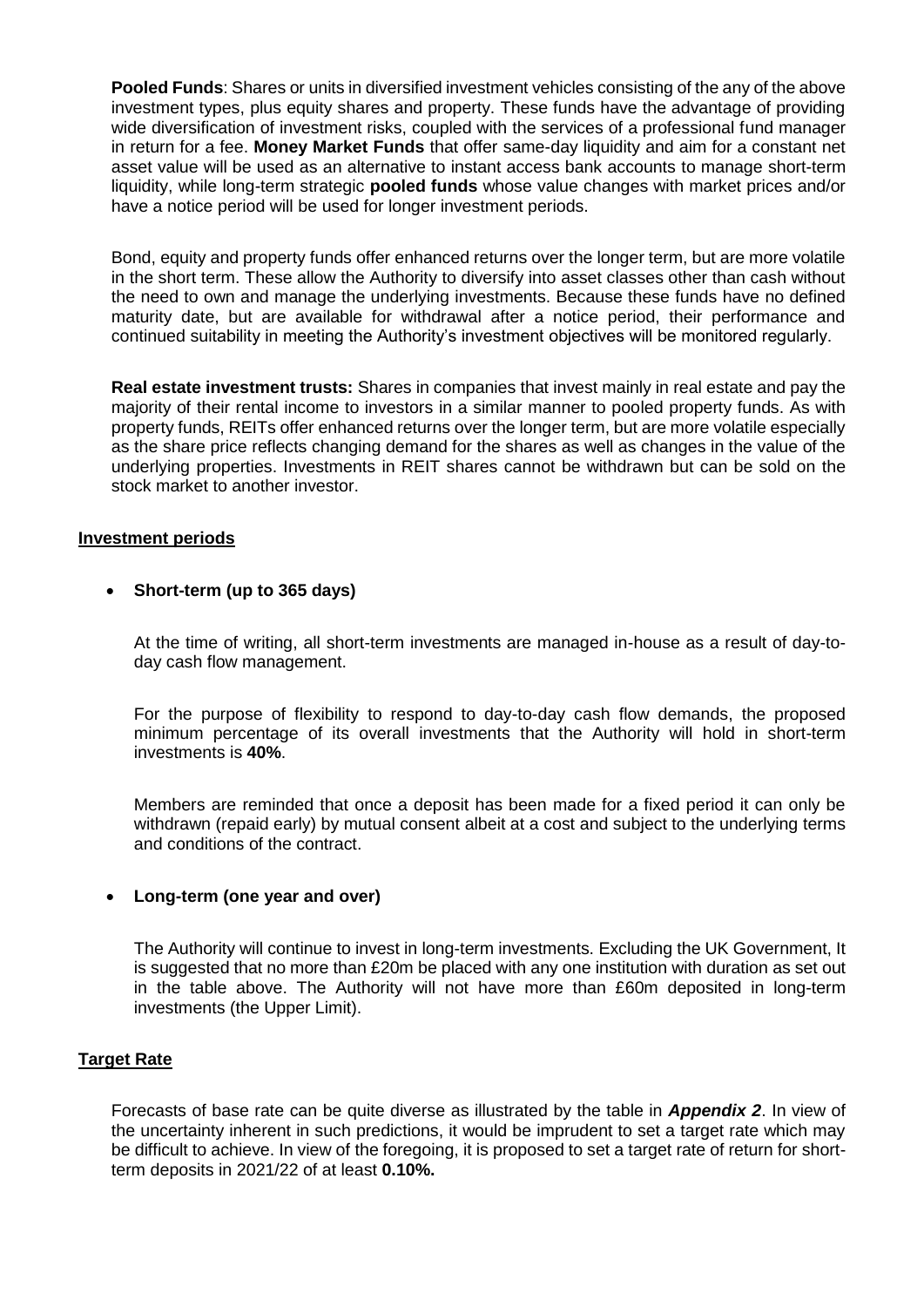**Pooled Funds**: Shares or units in diversified investment vehicles consisting of the any of the above investment types, plus equity shares and property. These funds have the advantage of providing wide diversification of investment risks, coupled with the services of a professional fund manager in return for a fee. **Money Market Funds** that offer same-day liquidity and aim for a constant net asset value will be used as an alternative to instant access bank accounts to manage short-term liquidity, while long-term strategic **pooled funds** whose value changes with market prices and/or have a notice period will be used for longer investment periods.

Bond, equity and property funds offer enhanced returns over the longer term, but are more volatile in the short term. These allow the Authority to diversify into asset classes other than cash without the need to own and manage the underlying investments. Because these funds have no defined maturity date, but are available for withdrawal after a notice period, their performance and continued suitability in meeting the Authority's investment objectives will be monitored regularly.

**Real estate investment trusts:** Shares in companies that invest mainly in real estate and pay the majority of their rental income to investors in a similar manner to pooled property funds. As with property funds, REITs offer enhanced returns over the longer term, but are more volatile especially as the share price reflects changing demand for the shares as well as changes in the value of the underlying properties. Investments in REIT shares cannot be withdrawn but can be sold on the stock market to another investor.

## Investment periods

- **Short-term (up to 365 days)**

  At the time of writing, all short-term investments are managed in-house as a result of day-to-day cash flow management.

  For the purpose of flexibility to respond to day-to-day cash flow demands, the proposed minimum percentage of its overall investments that the Authority will hold in short-term investments is **40%**.

  Members are reminded that once a deposit has been made for a fixed period it can only be withdrawn (repaid early) by mutual consent albeit at a cost and subject to the underlying terms and conditions of the contract.

- **Long-term (one year and over)**

  The Authority will continue to invest in long-term investments. Excluding the UK Government, It is suggested that no more than £20m be placed with any one institution with duration as set out in the table above. The Authority will not have more than £60m deposited in long-term investments (the Upper Limit).

## Target Rate

Forecasts of base rate can be quite diverse as illustrated by the table in ***Appendix 2***. In view of the uncertainty inherent in such predictions, it would be imprudent to set a target rate which may be difficult to achieve. In view of the foregoing, it is proposed to set a target rate of return for short-term deposits in 2021/22 of at least **0.10%.**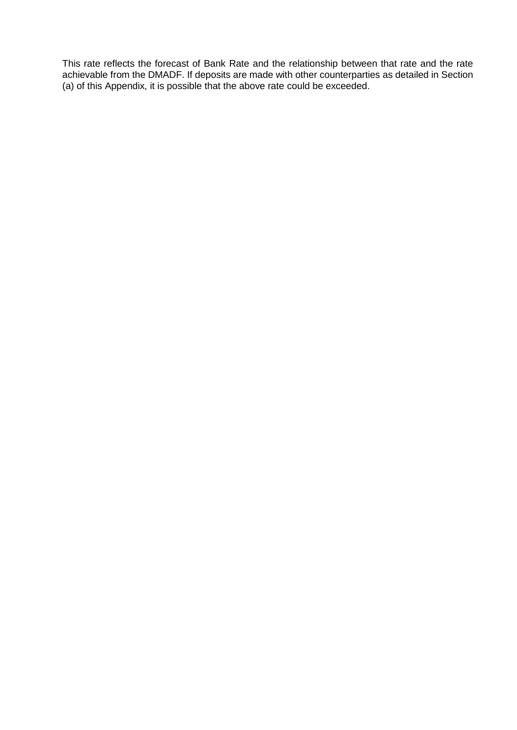This rate reflects the forecast of Bank Rate and the relationship between that rate and the rate achievable from the DMADF. If deposits are made with other counterparties as detailed in Section (a) of this Appendix, it is possible that the above rate could be exceeded.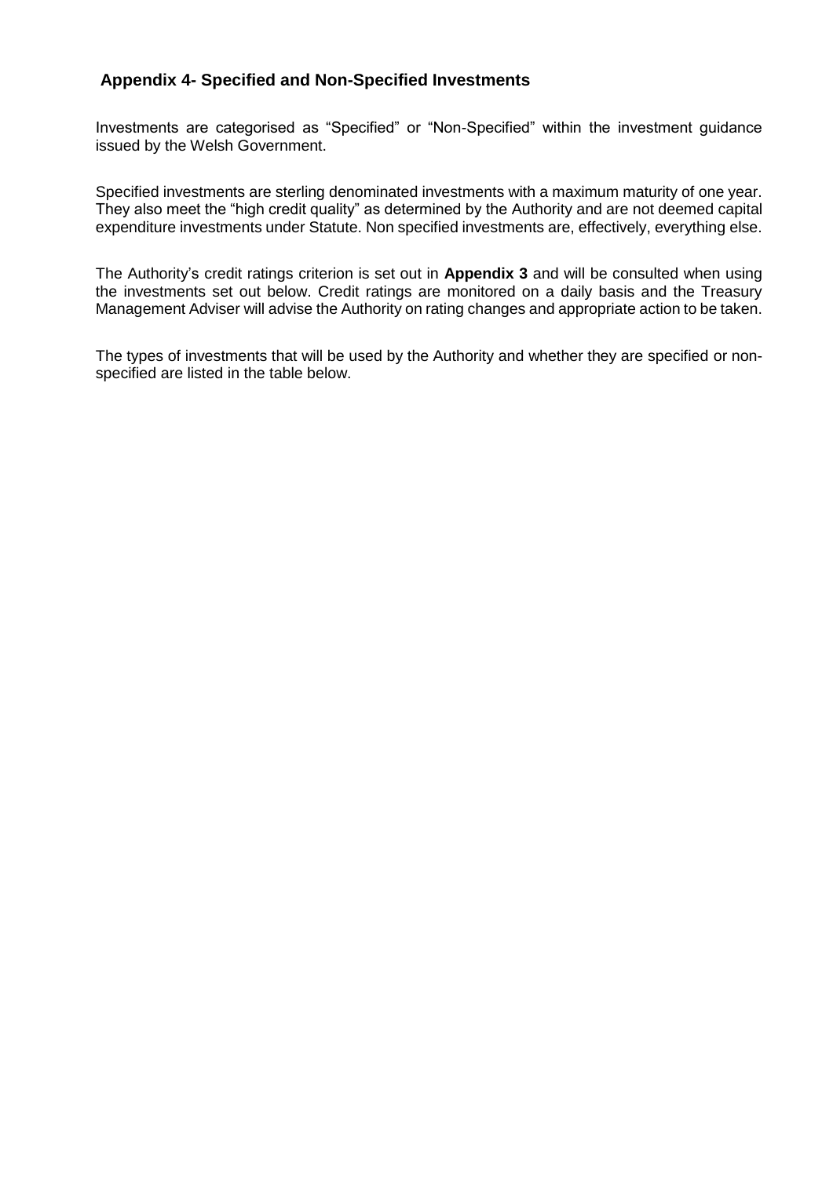## Appendix 4- Specified and Non-Specified Investments

Investments are categorised as "Specified" or "Non-Specified" within the investment guidance issued by the Welsh Government.

Specified investments are sterling denominated investments with a maximum maturity of one year. They also meet the "high credit quality" as determined by the Authority and are not deemed capital expenditure investments under Statute. Non specified investments are, effectively, everything else.

The Authority's credit ratings criterion is set out in **Appendix 3** and will be consulted when using the investments set out below. Credit ratings are monitored on a daily basis and the Treasury Management Adviser will advise the Authority on rating changes and appropriate action to be taken.

The types of investments that will be used by the Authority and whether they are specified or non-specified are listed in the table below.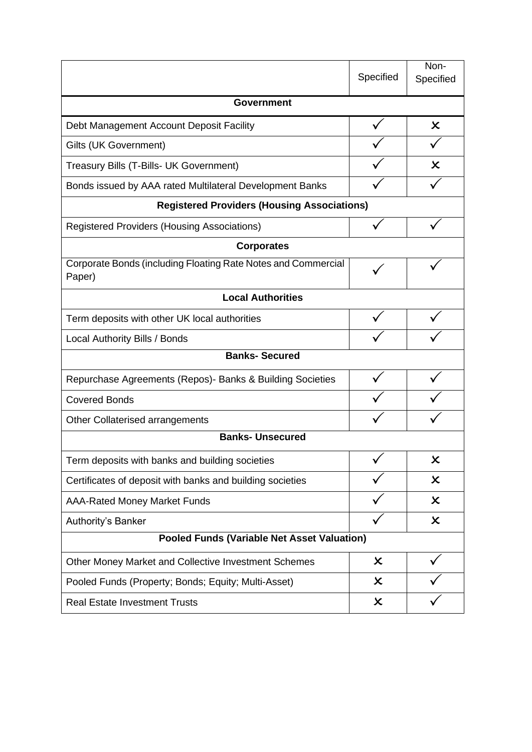| | Specified | Non-Specified |
|---|---|---|
| **Government** | | |
| Debt Management Account Deposit Facility | ✓ | ✗ |
| Gilts (UK Government) | ✓ | ✓ |
| Treasury Bills (T-Bills- UK Government) | ✓ | ✗ |
| Bonds issued by AAA rated Multilateral Development Banks | ✓ | ✓ |
| **Registered Providers (Housing Associations)** | | |
| Registered Providers (Housing Associations) | ✓ | ✓ |
| **Corporates** | | |
| Corporate Bonds (including Floating Rate Notes and Commercial Paper) | ✓ | ✓ |
| **Local Authorities** | | |
| Term deposits with other UK local authorities | ✓ | ✓ |
| Local Authority Bills / Bonds | ✓ | ✓ |
| **Banks- Secured** | | |
| Repurchase Agreements (Repos)- Banks & Building Societies | ✓ | ✓ |
| Covered Bonds | ✓ | ✓ |
| Other Collaterised arrangements | ✓ | ✓ |
| **Banks- Unsecured** | | |
| Term deposits with banks and building societies | ✓ | ✗ |
| Certificates of deposit with banks and building societies | ✓ | ✗ |
| AAA-Rated Money Market Funds | ✓ | ✗ |
| Authority's Banker | ✓ | ✗ |
| **Pooled Funds (Variable Net Asset Valuation)** | | |
| Other Money Market and Collective Investment Schemes | ✗ | ✓ |
| Pooled Funds (Property; Bonds; Equity; Multi-Asset) | ✗ | ✓ |
| Real Estate Investment Trusts | ✗ | ✓ |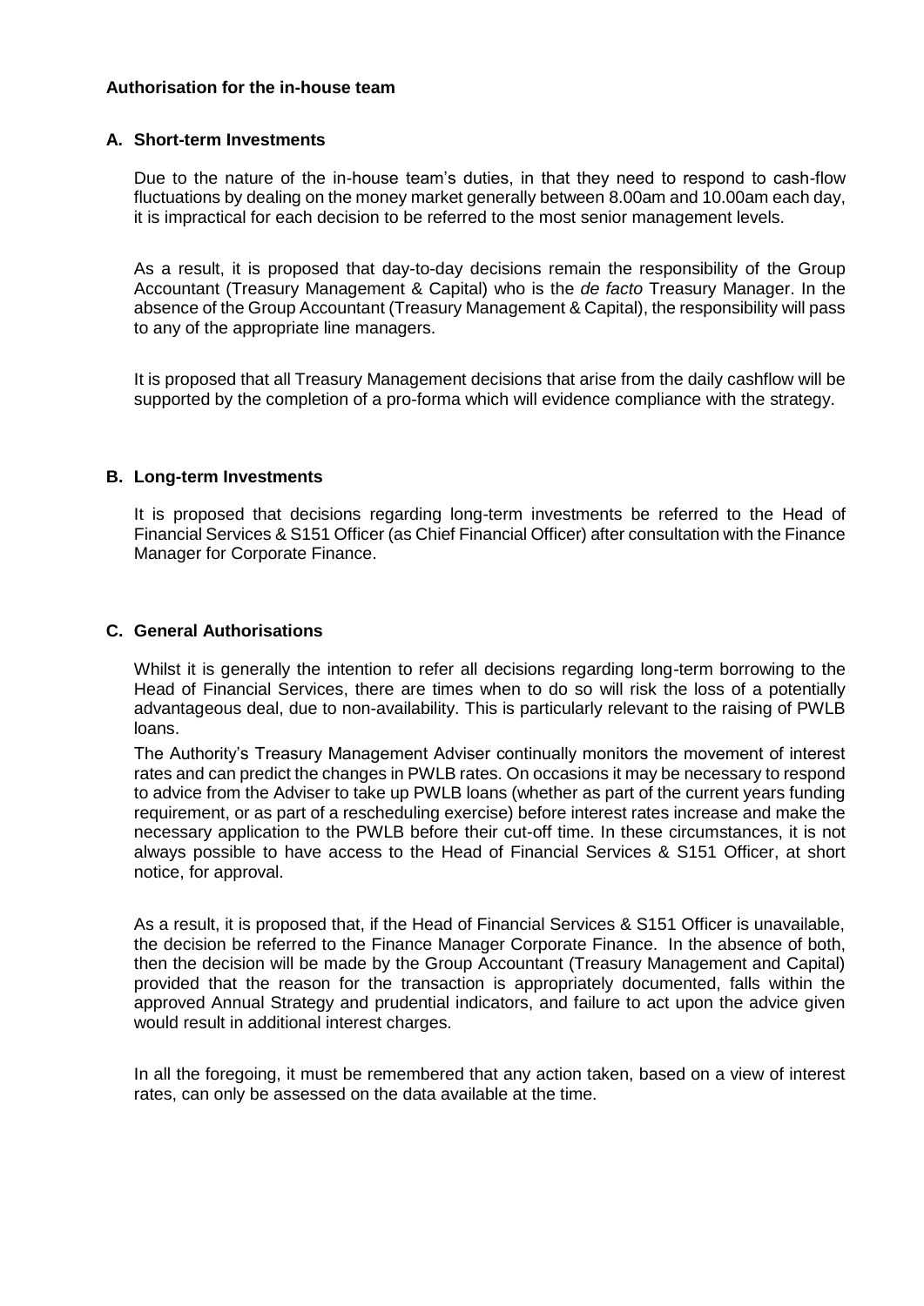**Authorisation for the in-house team**

### A. Short-term Investments

Due to the nature of the in-house team's duties, in that they need to respond to cash-flow fluctuations by dealing on the money market generally between 8.00am and 10.00am each day, it is impractical for each decision to be referred to the most senior management levels.

As a result, it is proposed that day-to-day decisions remain the responsibility of the Group Accountant (Treasury Management & Capital) who is the *de facto* Treasury Manager. In the absence of the Group Accountant (Treasury Management & Capital), the responsibility will pass to any of the appropriate line managers.

It is proposed that all Treasury Management decisions that arise from the daily cashflow will be supported by the completion of a pro-forma which will evidence compliance with the strategy.

### B. Long-term Investments

It is proposed that decisions regarding long-term investments be referred to the Head of Financial Services & S151 Officer (as Chief Financial Officer) after consultation with the Finance Manager for Corporate Finance.

### C. General Authorisations

Whilst it is generally the intention to refer all decisions regarding long-term borrowing to the Head of Financial Services, there are times when to do so will risk the loss of a potentially advantageous deal, due to non-availability. This is particularly relevant to the raising of PWLB loans.

The Authority's Treasury Management Adviser continually monitors the movement of interest rates and can predict the changes in PWLB rates. On occasions it may be necessary to respond to advice from the Adviser to take up PWLB loans (whether as part of the current years funding requirement, or as part of a rescheduling exercise) before interest rates increase and make the necessary application to the PWLB before their cut-off time. In these circumstances, it is not always possible to have access to the Head of Financial Services & S151 Officer, at short notice, for approval.

As a result, it is proposed that, if the Head of Financial Services & S151 Officer is unavailable, the decision be referred to the Finance Manager Corporate Finance. In the absence of both, then the decision will be made by the Group Accountant (Treasury Management and Capital) provided that the reason for the transaction is appropriately documented, falls within the approved Annual Strategy and prudential indicators, and failure to act upon the advice given would result in additional interest charges.

In all the foregoing, it must be remembered that any action taken, based on a view of interest rates, can only be assessed on the data available at the time.